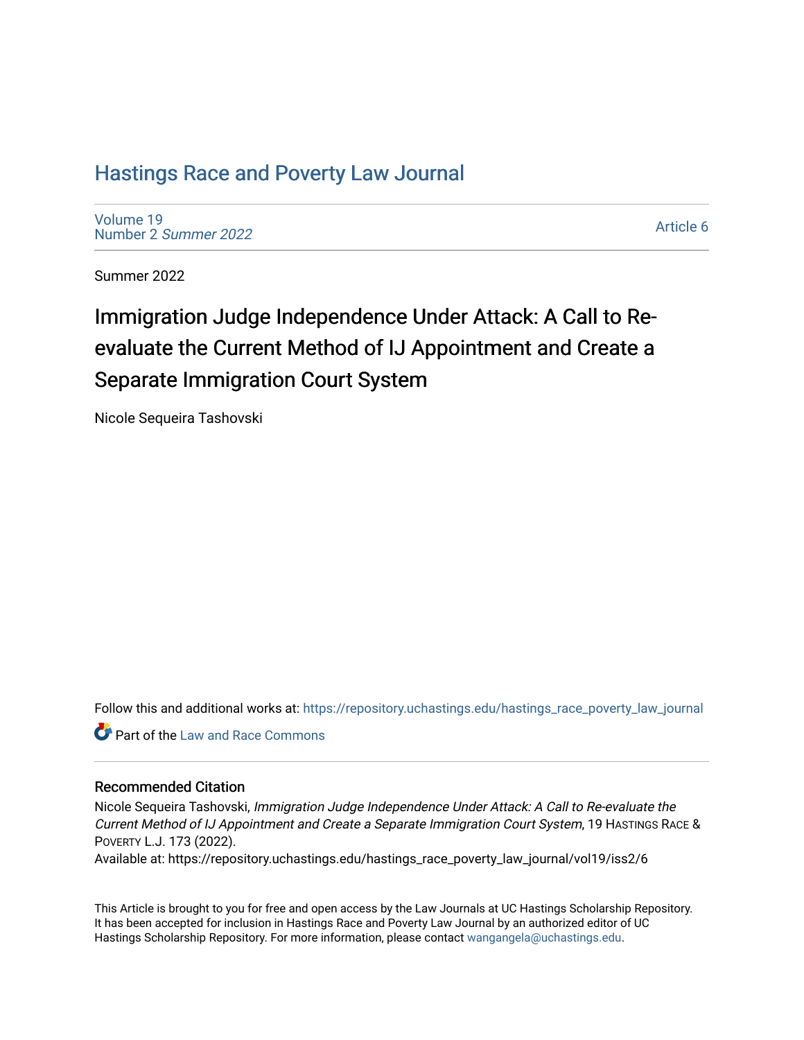# Hastings Race and Poverty Law Journal

Volume 19
Number 2 *Summer 2022*

Article 6

Summer 2022

## Immigration Judge Independence Under Attack: A Call to Re-evaluate the Current Method of IJ Appointment and Create a Separate Immigration Court System

Nicole Sequeira Tashovski

Follow this and additional works at: https://repository.uchastings.edu/hastings_race_poverty_law_journal

Part of the Law and Race Commons

### Recommended Citation

Nicole Sequeira Tashovski, *Immigration Judge Independence Under Attack: A Call to Re-evaluate the Current Method of IJ Appointment and Create a Separate Immigration Court System*, 19 HASTINGS RACE & POVERTY L.J. 173 (2022).

Available at: https://repository.uchastings.edu/hastings_race_poverty_law_journal/vol19/iss2/6

This Article is brought to you for free and open access by the Law Journals at UC Hastings Scholarship Repository. It has been accepted for inclusion in Hastings Race and Poverty Law Journal by an authorized editor of UC Hastings Scholarship Repository. For more information, please contact wangangela@uchastings.edu.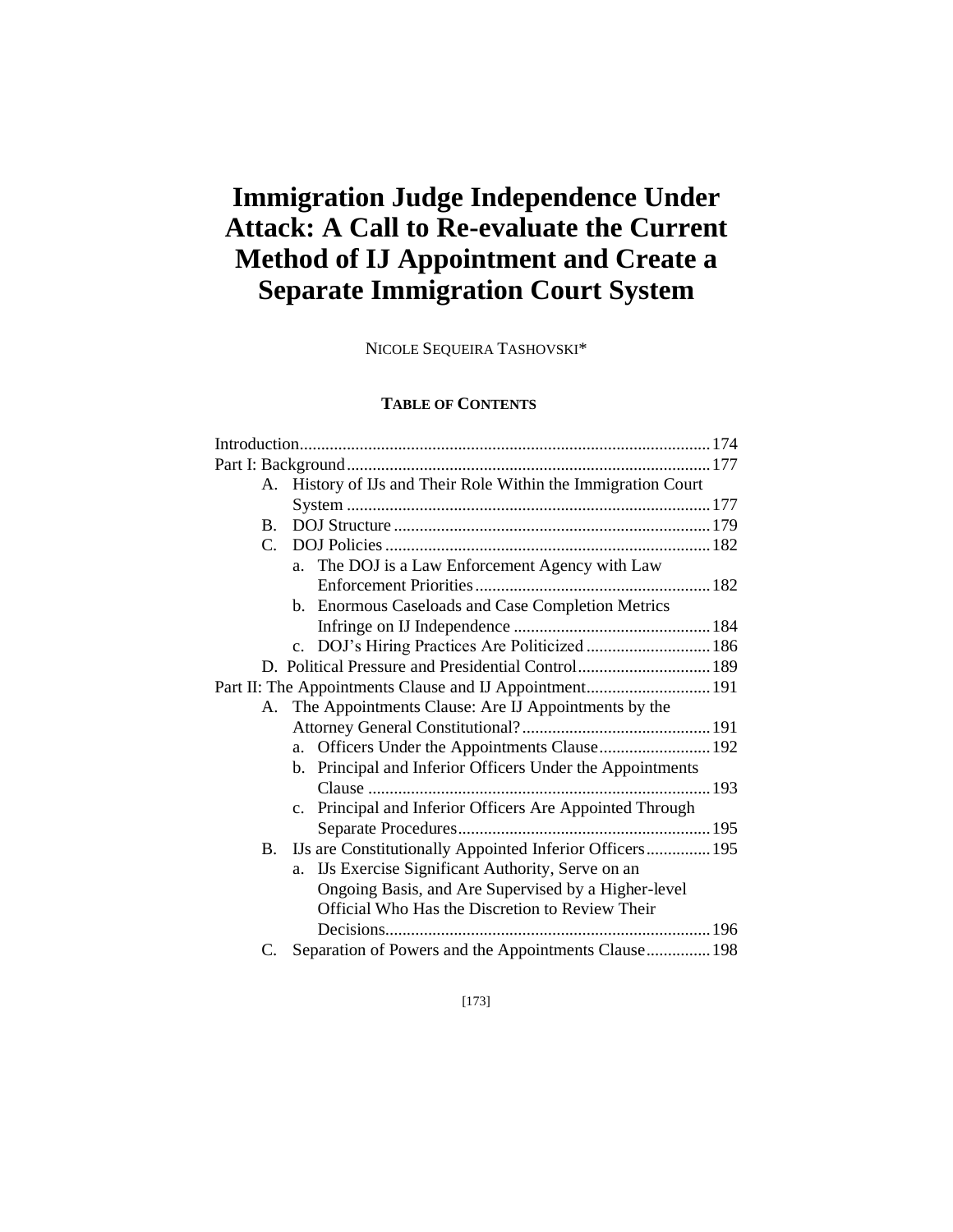# Immigration Judge Independence Under Attack: A Call to Re-evaluate the Current Method of IJ Appointment and Create a Separate Immigration Court System

NICOLE SEQUEIRA TASHOVSKI*

**TABLE OF CONTENTS**

Introduction ....... 174

Part I: Background ....... 177

- A. History of IJs and Their Role Within the Immigration Court System ....... 177
- B. DOJ Structure ....... 179
- C. DOJ Policies ....... 182
  - a. The DOJ is a Law Enforcement Agency with Law Enforcement Priorities ....... 182
  - b. Enormous Caseloads and Case Completion Metrics Infringe on IJ Independence ....... 184
  - c. DOJ's Hiring Practices Are Politicized ....... 186
- D. Political Pressure and Presidential Control ....... 189

Part II: The Appointments Clause and IJ Appointment ....... 191

- A. The Appointments Clause: Are IJ Appointments by the Attorney General Constitutional? ....... 191
  - a. Officers Under the Appointments Clause ....... 192
  - b. Principal and Inferior Officers Under the Appointments Clause ....... 193
  - c. Principal and Inferior Officers Are Appointed Through Separate Procedures ....... 195
- B. IJs are Constitutionally Appointed Inferior Officers ....... 195
  - a. IJs Exercise Significant Authority, Serve on an Ongoing Basis, and Are Supervised by a Higher-level Official Who Has the Discretion to Review Their Decisions ....... 196
- C. Separation of Powers and the Appointments Clause ....... 198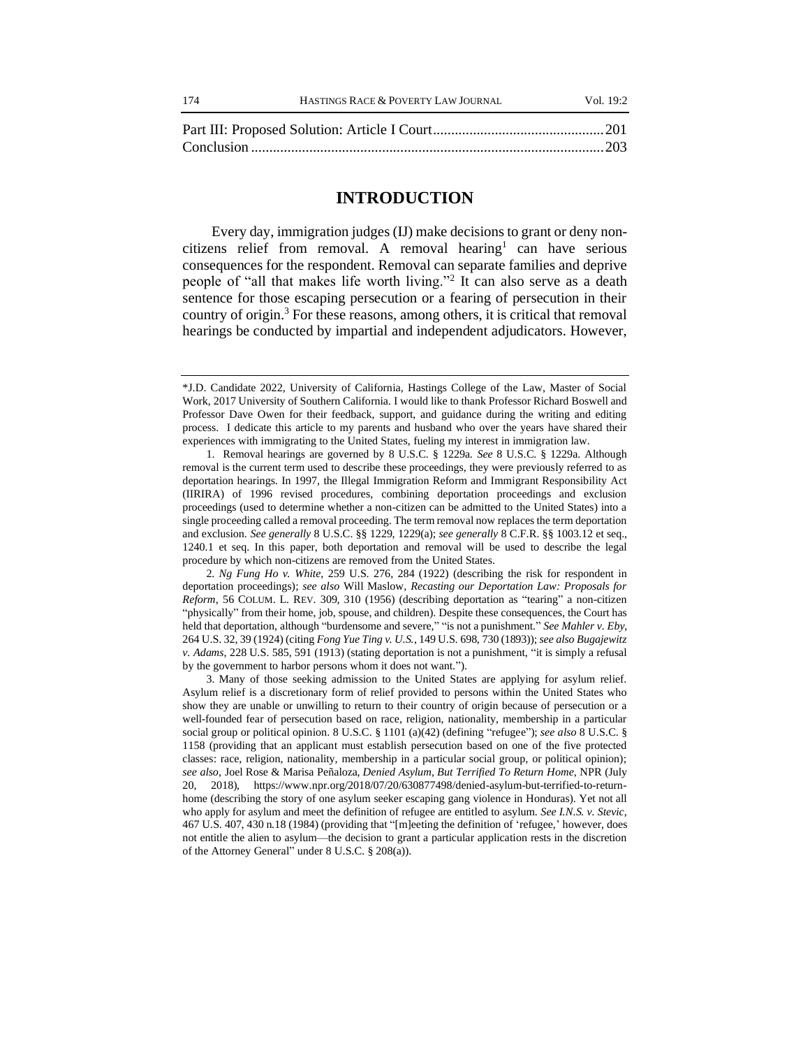Part III: Proposed Solution: Article I Court ............................................... 201
Conclusion ................................................................................................ 203

## INTRODUCTION

Every day, immigration judges (IJ) make decisions to grant or deny non-citizens relief from removal. A removal hearing[1] can have serious consequences for the respondent. Removal can separate families and deprive people of "all that makes life worth living."[2] It can also serve as a death sentence for those escaping persecution or a fearing of persecution in their country of origin.[3] For these reasons, among others, it is critical that removal hearings be conducted by impartial and independent adjudicators. However,

---

*J.D. Candidate 2022, University of California, Hastings College of the Law, Master of Social Work, 2017 University of Southern California. I would like to thank Professor Richard Boswell and Professor Dave Owen for their feedback, support, and guidance during the writing and editing process. I dedicate this article to my parents and husband who over the years have shared their experiences with immigrating to the United States, fueling my interest in immigration law.

1. Removal hearings are governed by 8 U.S.C. § 1229a. *See* 8 U.S.C. § 1229a. Although removal is the current term used to describe these proceedings, they were previously referred to as deportation hearings. In 1997, the Illegal Immigration Reform and Immigrant Responsibility Act (IIRIRA) of 1996 revised procedures, combining deportation proceedings and exclusion proceedings (used to determine whether a non-citizen can be admitted to the United States) into a single proceeding called a removal proceeding. The term removal now replaces the term deportation and exclusion. *See generally* 8 U.S.C. §§ 1229, 1229(a); *see generally* 8 C.F.R. §§ 1003.12 et seq., 1240.1 et seq. In this paper, both deportation and removal will be used to describe the legal procedure by which non-citizens are removed from the United States.

2. *Ng Fung Ho v. White*, 259 U.S. 276, 284 (1922) (describing the risk for respondent in deportation proceedings); *see also* Will Maslow, *Recasting our Deportation Law: Proposals for Reform*, 56 COLUM. L. REV. 309, 310 (1956) (describing deportation as "tearing" a non-citizen "physically" from their home, job, spouse, and children). Despite these consequences, the Court has held that deportation, although "burdensome and severe," "is not a punishment." *See Mahler v. Eby*, 264 U.S. 32, 39 (1924) (citing *Fong Yue Ting v. U.S.*, 149 U.S. 698, 730 (1893)); *see also Bugajewitz v. Adams*, 228 U.S. 585, 591 (1913) (stating deportation is not a punishment, "it is simply a refusal by the government to harbor persons whom it does not want.").

3. Many of those seeking admission to the United States are applying for asylum relief. Asylum relief is a discretionary form of relief provided to persons within the United States who show they are unable or unwilling to return to their country of origin because of persecution or a well-founded fear of persecution based on race, religion, nationality, membership in a particular social group or political opinion. 8 U.S.C. § 1101 (a)(42) (defining "refugee"); *see also* 8 U.S.C. § 1158 (providing that an applicant must establish persecution based on one of the five protected classes: race, religion, nationality, membership in a particular social group, or political opinion); *see also*, Joel Rose & Marisa Peñaloza, *Denied Asylum, But Terrified To Return Home*, NPR (July 20, 2018), https://www.npr.org/2018/07/20/630877498/denied-asylum-but-terrified-to-return-home (describing the story of one asylum seeker escaping gang violence in Honduras). Yet not all who apply for asylum and meet the definition of refugee are entitled to asylum. *See I.N.S. v. Stevic*, 467 U.S. 407, 430 n.18 (1984) (providing that "[m]eeting the definition of 'refugee,' however, does not entitle the alien to asylum—the decision to grant a particular application rests in the discretion of the Attorney General" under 8 U.S.C. § 208(a)).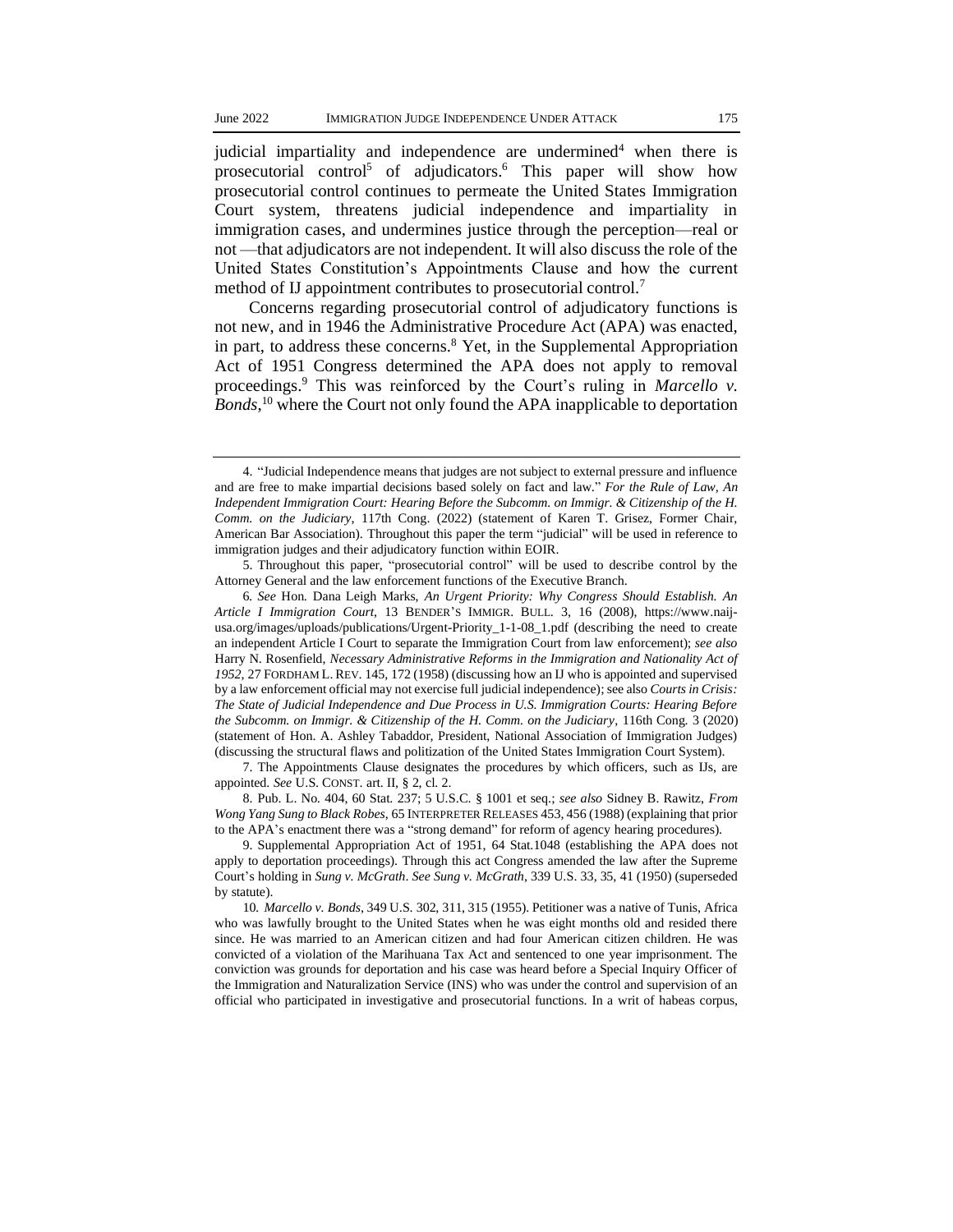judicial impartiality and independence are undermined[4] when there is prosecutorial control[5] of adjudicators.[6] This paper will show how prosecutorial control continues to permeate the United States Immigration Court system, threatens judicial independence and impartiality in immigration cases, and undermines justice through the perception—real or not —that adjudicators are not independent. It will also discuss the role of the United States Constitution's Appointments Clause and how the current method of IJ appointment contributes to prosecutorial control.[7]

Concerns regarding prosecutorial control of adjudicatory functions is not new, and in 1946 the Administrative Procedure Act (APA) was enacted, in part, to address these concerns.[8] Yet, in the Supplemental Appropriation Act of 1951 Congress determined the APA does not apply to removal proceedings.[9] This was reinforced by the Court's ruling in *Marcello v. Bonds*,[10] where the Court not only found the APA inapplicable to deportation

---

4. "Judicial Independence means that judges are not subject to external pressure and influence and are free to make impartial decisions based solely on fact and law." *For the Rule of Law, An Independent Immigration Court: Hearing Before the Subcomm. on Immigr. & Citizenship of the H. Comm. on the Judiciary*, 117th Cong. (2022) (statement of Karen T. Grisez, Former Chair, American Bar Association). Throughout this paper the term "judicial" will be used in reference to immigration judges and their adjudicatory function within EOIR.

5. Throughout this paper, "prosecutorial control" will be used to describe control by the Attorney General and the law enforcement functions of the Executive Branch.

6. *See* Hon. Dana Leigh Marks, *An Urgent Priority: Why Congress Should Establish. An Article I Immigration Court*, 13 BENDER'S IMMIGR. BULL. 3, 16 (2008), https://www.naij-usa.org/images/uploads/publications/Urgent-Priority_1-1-08_1.pdf (describing the need to create an independent Article I Court to separate the Immigration Court from law enforcement); *see also* Harry N. Rosenfield, *Necessary Administrative Reforms in the Immigration and Nationality Act of 1952*, 27 FORDHAM L. REV. 145, 172 (1958) (discussing how an IJ who is appointed and supervised by a law enforcement official may not exercise full judicial independence); see also *Courts in Crisis: The State of Judicial Independence and Due Process in U.S. Immigration Courts: Hearing Before the Subcomm. on Immigr. & Citizenship of the H. Comm. on the Judiciary*, 116th Cong. 3 (2020) (statement of Hon. A. Ashley Tabaddor, President, National Association of Immigration Judges) (discussing the structural flaws and politization of the United States Immigration Court System).

7. The Appointments Clause designates the procedures by which officers, such as IJs, are appointed. *See* U.S. CONST. art. II, § 2, cl. 2.

8. Pub. L. No. 404, 60 Stat. 237; 5 U.S.C. § 1001 et seq.; *see also* Sidney B. Rawitz, *From Wong Yang Sung to Black Robes*, 65 INTERPRETER RELEASES 453, 456 (1988) (explaining that prior to the APA's enactment there was a "strong demand" for reform of agency hearing procedures).

9. Supplemental Appropriation Act of 1951, 64 Stat.1048 (establishing the APA does not apply to deportation proceedings). Through this act Congress amended the law after the Supreme Court's holding in *Sung v. McGrath*. *See Sung v. McGrath*, 339 U.S. 33, 35, 41 (1950) (superseded by statute).

10. *Marcello v. Bonds*, 349 U.S. 302, 311, 315 (1955). Petitioner was a native of Tunis, Africa who was lawfully brought to the United States when he was eight months old and resided there since. He was married to an American citizen and had four American citizen children. He was convicted of a violation of the Marihuana Tax Act and sentenced to one year imprisonment. The conviction was grounds for deportation and his case was heard before a Special Inquiry Officer of the Immigration and Naturalization Service (INS) who was under the control and supervision of an official who participated in investigative and prosecutorial functions. In a writ of habeas corpus,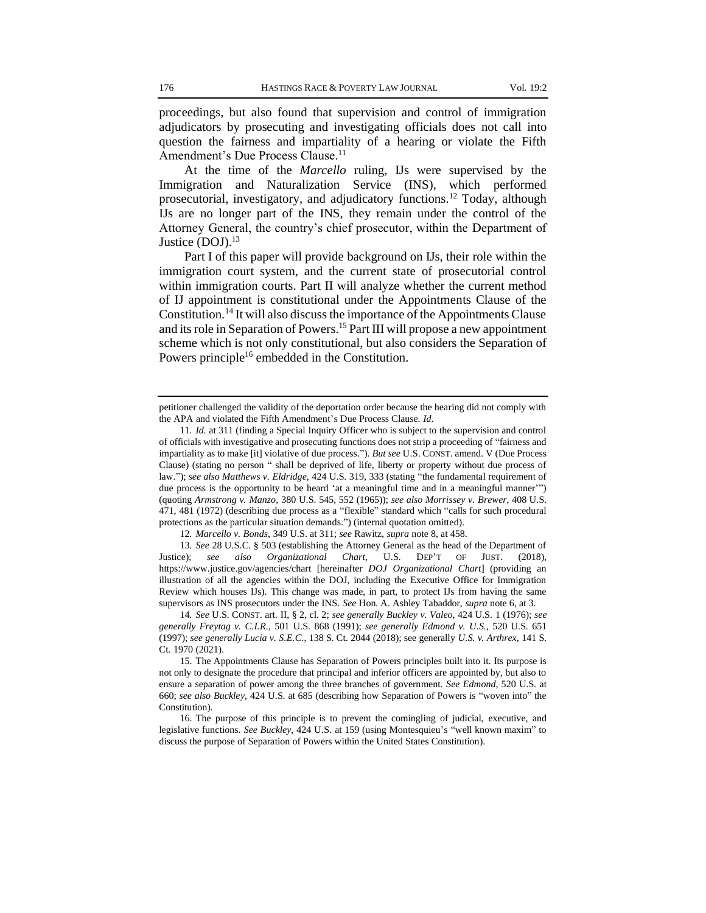proceedings, but also found that supervision and control of immigration adjudicators by prosecuting and investigating officials does not call into question the fairness and impartiality of a hearing or violate the Fifth Amendment's Due Process Clause.[11]

At the time of the *Marcello* ruling, IJs were supervised by the Immigration and Naturalization Service (INS), which performed prosecutorial, investigatory, and adjudicatory functions.[12] Today, although IJs are no longer part of the INS, they remain under the control of the Attorney General, the country's chief prosecutor, within the Department of Justice (DOJ).[13]

Part I of this paper will provide background on IJs, their role within the immigration court system, and the current state of prosecutorial control within immigration courts. Part II will analyze whether the current method of IJ appointment is constitutional under the Appointments Clause of the Constitution.[14] It will also discuss the importance of the Appointments Clause and its role in Separation of Powers.[15] Part III will propose a new appointment scheme which is not only constitutional, but also considers the Separation of Powers principle[16] embedded in the Constitution.

---

petitioner challenged the validity of the deportation order because the hearing did not comply with the APA and violated the Fifth Amendment's Due Process Clause. *Id*.

11. *Id.* at 311 (finding a Special Inquiry Officer who is subject to the supervision and control of officials with investigative and prosecuting functions does not strip a proceeding of "fairness and impartiality as to make [it] violative of due process."). *But see* U.S. CONST. amend. V (Due Process Clause) (stating no person " shall be deprived of life, liberty or property without due process of law."); *see also Matthews v. Eldridge*, 424 U.S. 319, 333 (stating "the fundamental requirement of due process is the opportunity to be heard 'at a meaningful time and in a meaningful manner'") (quoting *Armstrong v. Manzo*, 380 U.S. 545, 552 (1965)); *see also Morrissey v. Brewer*, 408 U.S. 471, 481 (1972) (describing due process as a "flexible" standard which "calls for such procedural protections as the particular situation demands.") (internal quotation omitted).

12. *Marcello v. Bonds*, 349 U.S. at 311; *see* Rawitz, *supra* note 8, at 458.

13. *See* 28 U.S.C. § 503 (establishing the Attorney General as the head of the Department of Justice); *see also Organizational Chart*, U.S. DEP'T OF JUST. (2018), https://www.justice.gov/agencies/chart [hereinafter *DOJ Organizational Chart*] (providing an illustration of all the agencies within the DOJ, including the Executive Office for Immigration Review which houses IJs). This change was made, in part, to protect IJs from having the same supervisors as INS prosecutors under the INS. *See* Hon. A. Ashley Tabaddor, *supra* note 6, at 3.

14. *See* U.S. CONST. art. II, § 2, cl. 2; *see generally Buckley v. Valeo*, 424 U.S. 1 (1976); *see generally Freytag v. C.I.R.*, 501 U.S. 868 (1991); *see generally Edmond v. U.S.*, 520 U.S. 651 (1997); *see generally Lucia v. S.E.C.*, 138 S. Ct. 2044 (2018); see generally *U.S. v. Arthrex*, 141 S. Ct. 1970 (2021).

15. The Appointments Clause has Separation of Powers principles built into it. Its purpose is not only to designate the procedure that principal and inferior officers are appointed by, but also to ensure a separation of power among the three branches of government. *See Edmond*, 520 U.S. at 660; *see also Buckley*, 424 U.S. at 685 (describing how Separation of Powers is "woven into" the Constitution).

16. The purpose of this principle is to prevent the comingling of judicial, executive, and legislative functions. *See Buckley*, 424 U.S. at 159 (using Montesquieu's "well known maxim" to discuss the purpose of Separation of Powers within the United States Constitution).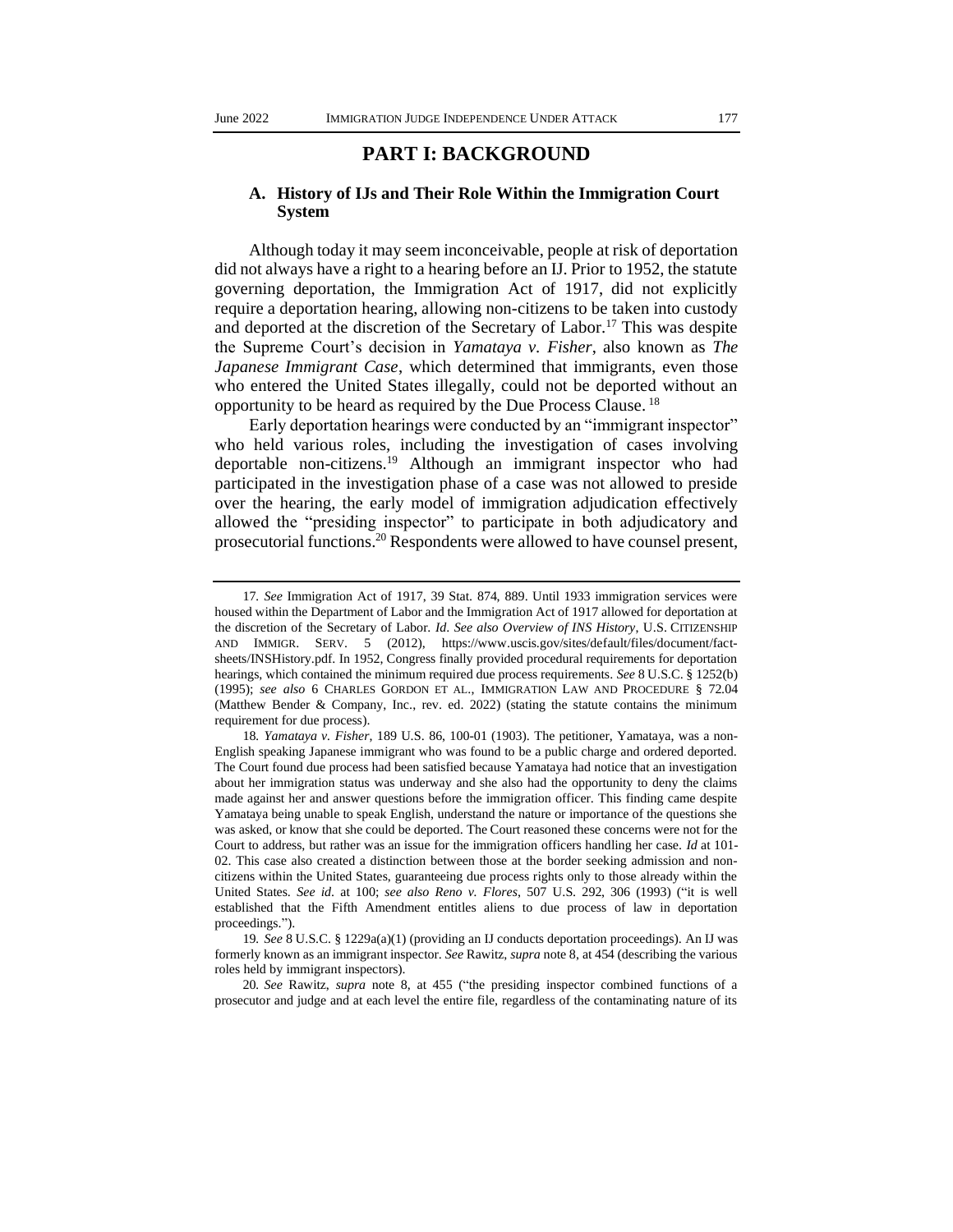# PART I: BACKGROUND

## A. History of IJs and Their Role Within the Immigration Court System

Although today it may seem inconceivable, people at risk of deportation did not always have a right to a hearing before an IJ. Prior to 1952, the statute governing deportation, the Immigration Act of 1917, did not explicitly require a deportation hearing, allowing non-citizens to be taken into custody and deported at the discretion of the Secretary of Labor.[17] This was despite the Supreme Court's decision in *Yamataya v. Fisher*, also known as *The Japanese Immigrant Case*, which determined that immigrants, even those who entered the United States illegally, could not be deported without an opportunity to be heard as required by the Due Process Clause.[18]

Early deportation hearings were conducted by an "immigrant inspector" who held various roles, including the investigation of cases involving deportable non-citizens.[19] Although an immigrant inspector who had participated in the investigation phase of a case was not allowed to preside over the hearing, the early model of immigration adjudication effectively allowed the "presiding inspector" to participate in both adjudicatory and prosecutorial functions.[20] Respondents were allowed to have counsel present,

---

17. *See* Immigration Act of 1917, 39 Stat. 874, 889. Until 1933 immigration services were housed within the Department of Labor and the Immigration Act of 1917 allowed for deportation at the discretion of the Secretary of Labor. *Id. See also Overview of INS History*, U.S. CITIZENSHIP AND IMMIGR. SERV. 5 (2012), https://www.uscis.gov/sites/default/files/document/fact-sheets/INSHistory.pdf. In 1952, Congress finally provided procedural requirements for deportation hearings, which contained the minimum required due process requirements. *See* 8 U.S.C. § 1252(b) (1995); *see also* 6 CHARLES GORDON ET AL., IMMIGRATION LAW AND PROCEDURE § 72.04 (Matthew Bender & Company, Inc., rev. ed. 2022) (stating the statute contains the minimum requirement for due process).

18. *Yamataya v. Fisher*, 189 U.S. 86, 100-01 (1903). The petitioner, Yamataya, was a non-English speaking Japanese immigrant who was found to be a public charge and ordered deported. The Court found due process had been satisfied because Yamataya had notice that an investigation about her immigration status was underway and she also had the opportunity to deny the claims made against her and answer questions before the immigration officer. This finding came despite Yamataya being unable to speak English, understand the nature or importance of the questions she was asked, or know that she could be deported. The Court reasoned these concerns were not for the Court to address, but rather was an issue for the immigration officers handling her case. *Id* at 101-02. This case also created a distinction between those at the border seeking admission and non-citizens within the United States, guaranteeing due process rights only to those already within the United States. *See id.* at 100; *see also Reno v. Flores*, 507 U.S. 292, 306 (1993) ("it is well established that the Fifth Amendment entitles aliens to due process of law in deportation proceedings.").

19. *See* 8 U.S.C. § 1229a(a)(1) (providing an IJ conducts deportation proceedings). An IJ was formerly known as an immigrant inspector. *See* Rawitz, *supra* note 8, at 454 (describing the various roles held by immigrant inspectors).

20. *See* Rawitz, *supra* note 8, at 455 ("the presiding inspector combined functions of a prosecutor and judge and at each level the entire file, regardless of the contaminating nature of its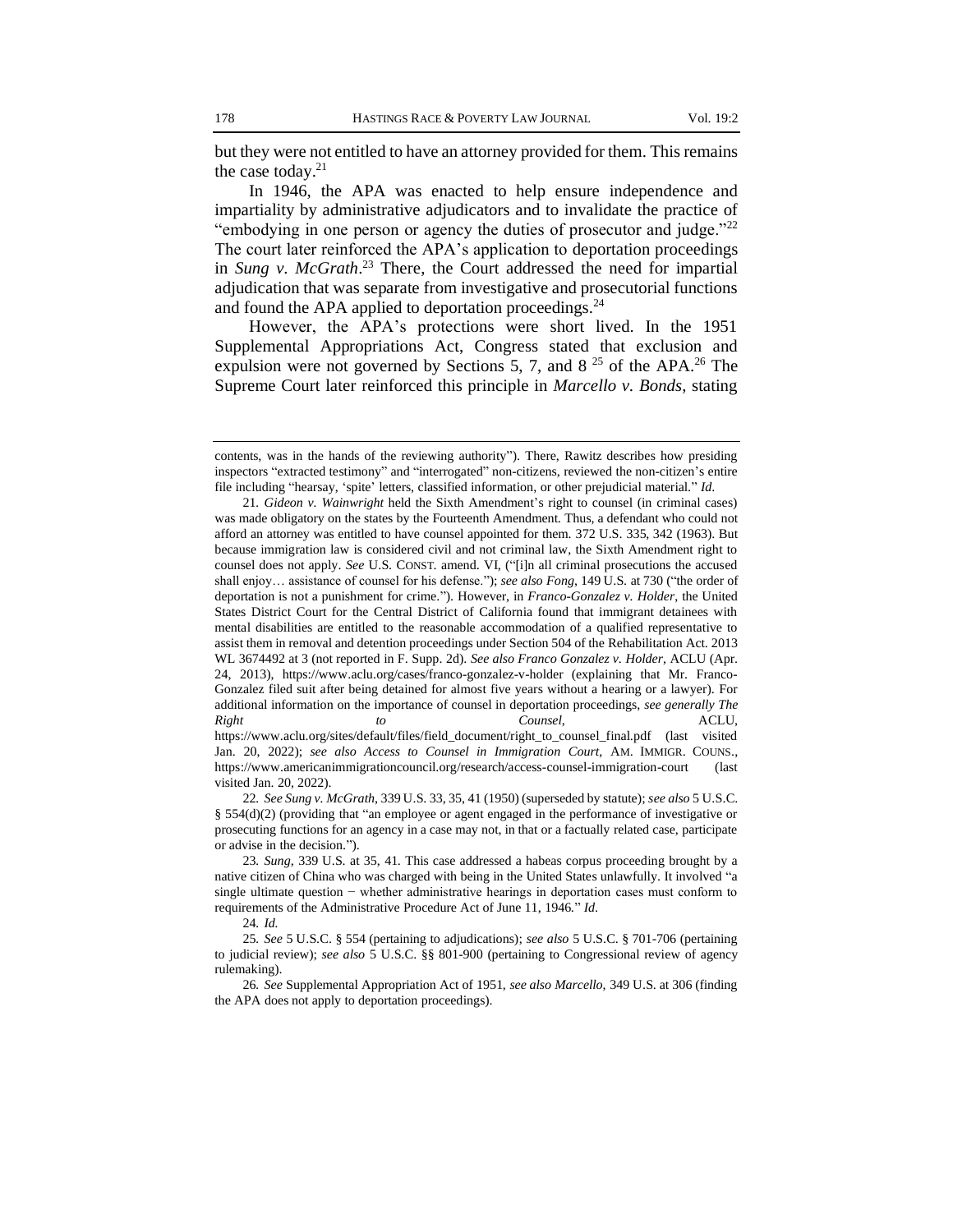but they were not entitled to have an attorney provided for them. This remains the case today.[21]

In 1946, the APA was enacted to help ensure independence and impartiality by administrative adjudicators and to invalidate the practice of "embodying in one person or agency the duties of prosecutor and judge."[22] The court later reinforced the APA's application to deportation proceedings in *Sung v. McGrath*.[23] There, the Court addressed the need for impartial adjudication that was separate from investigative and prosecutorial functions and found the APA applied to deportation proceedings.[24]

However, the APA's protections were short lived. In the 1951 Supplemental Appropriations Act, Congress stated that exclusion and expulsion were not governed by Sections 5, 7, and 8 [25] of the APA.[26] The Supreme Court later reinforced this principle in *Marcello v. Bonds*, stating

---

contents, was in the hands of the reviewing authority"). There, Rawitz describes how presiding inspectors "extracted testimony" and "interrogated" non-citizens, reviewed the non-citizen's entire file including "hearsay, 'spite' letters, classified information, or other prejudicial material." *Id.*

21. *Gideon v. Wainwright* held the Sixth Amendment's right to counsel (in criminal cases) was made obligatory on the states by the Fourteenth Amendment. Thus, a defendant who could not afford an attorney was entitled to have counsel appointed for them. 372 U.S. 335, 342 (1963). But because immigration law is considered civil and not criminal law, the Sixth Amendment right to counsel does not apply. *See* U.S. CONST. amend. VI, ("[i]n all criminal prosecutions the accused shall enjoy… assistance of counsel for his defense."); *see also Fong*, 149 U.S. at 730 ("the order of deportation is not a punishment for crime."). However, in *Franco-Gonzalez v. Holder*, the United States District Court for the Central District of California found that immigrant detainees with mental disabilities are entitled to the reasonable accommodation of a qualified representative to assist them in removal and detention proceedings under Section 504 of the Rehabilitation Act. 2013 WL 3674492 at 3 (not reported in F. Supp. 2d). *See also Franco Gonzalez v. Holder*, ACLU (Apr. 24, 2013), https://www.aclu.org/cases/franco-gonzalez-v-holder (explaining that Mr. Franco-Gonzalez filed suit after being detained for almost five years without a hearing or a lawyer). For additional information on the importance of counsel in deportation proceedings, *see generally The Right to Counsel*, ACLU, https://www.aclu.org/sites/default/files/field_document/right_to_counsel_final.pdf (last visited Jan. 20, 2022); *see also Access to Counsel in Immigration Court*, AM. IMMIGR. COUNS., https://www.americanimmigrationcouncil.org/research/access-counsel-immigration-court (last visited Jan. 20, 2022).

22. *See Sung v. McGrath*, 339 U.S. 33, 35, 41 (1950) (superseded by statute); *see also* 5 U.S.C. § 554(d)(2) (providing that "an employee or agent engaged in the performance of investigative or prosecuting functions for an agency in a case may not, in that or a factually related case, participate or advise in the decision.").

23. *Sung*, 339 U.S. at 35, 41. This case addressed a habeas corpus proceeding brought by a native citizen of China who was charged with being in the United States unlawfully. It involved "a single ultimate question − whether administrative hearings in deportation cases must conform to requirements of the Administrative Procedure Act of June 11, 1946." *Id.*

24. *Id.*

25. *See* 5 U.S.C. § 554 (pertaining to adjudications); *see also* 5 U.S.C. § 701-706 (pertaining to judicial review); *see also* 5 U.S.C. §§ 801-900 (pertaining to Congressional review of agency rulemaking).

26. *See* Supplemental Appropriation Act of 1951, *see also Marcello*, 349 U.S. at 306 (finding the APA does not apply to deportation proceedings).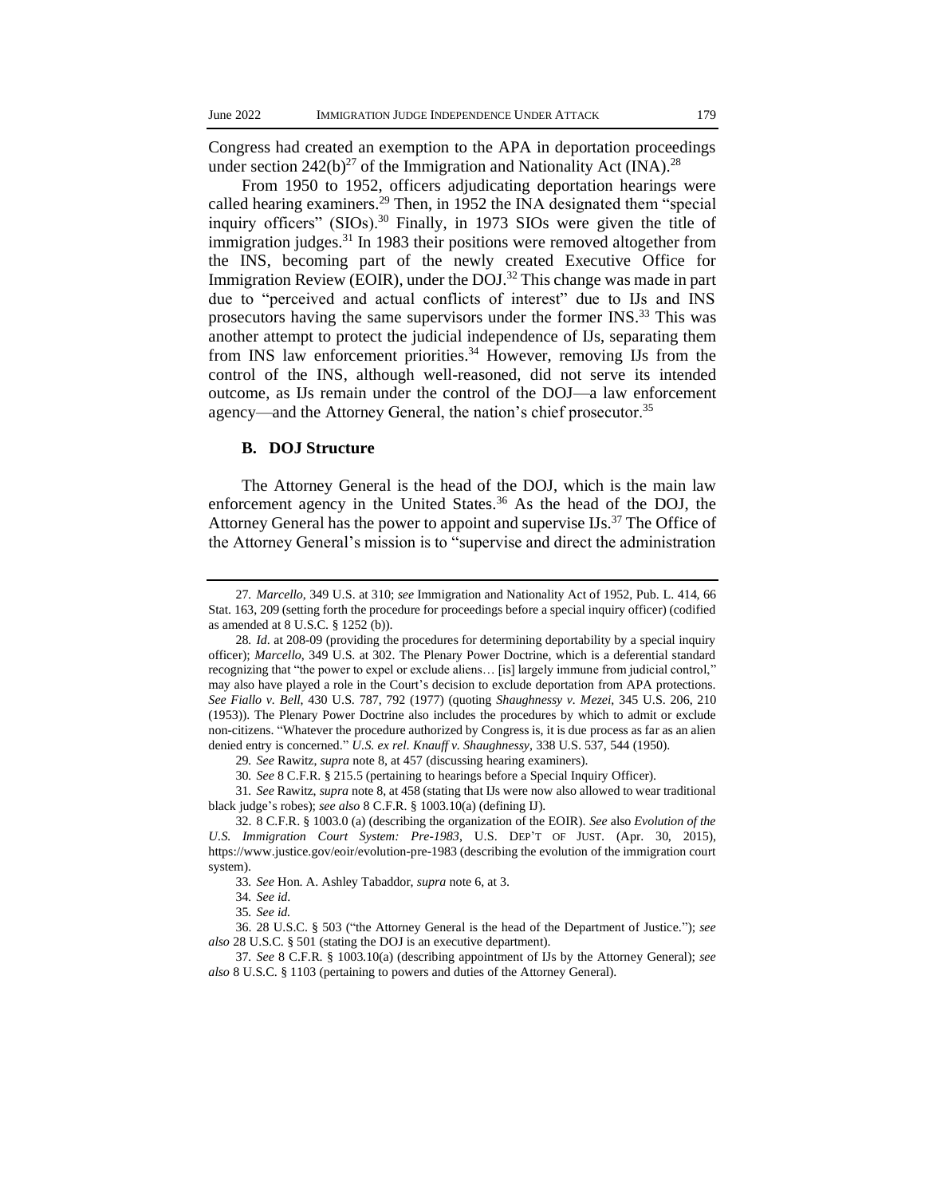Congress had created an exemption to the APA in deportation proceedings under section 242(b)[27] of the Immigration and Nationality Act (INA).[28]

From 1950 to 1952, officers adjudicating deportation hearings were called hearing examiners.[29] Then, in 1952 the INA designated them "special inquiry officers" (SIOs).[30] Finally, in 1973 SIOs were given the title of immigration judges.[31] In 1983 their positions were removed altogether from the INS, becoming part of the newly created Executive Office for Immigration Review (EOIR), under the DOJ.[32] This change was made in part due to "perceived and actual conflicts of interest" due to IJs and INS prosecutors having the same supervisors under the former INS.[33] This was another attempt to protect the judicial independence of IJs, separating them from INS law enforcement priorities.[34] However, removing IJs from the control of the INS, although well-reasoned, did not serve its intended outcome, as IJs remain under the control of the DOJ—a law enforcement agency—and the Attorney General, the nation's chief prosecutor.[35]

### B. DOJ Structure

The Attorney General is the head of the DOJ, which is the main law enforcement agency in the United States.[36] As the head of the DOJ, the Attorney General has the power to appoint and supervise IJs.[37] The Office of the Attorney General's mission is to "supervise and direct the administration

---

27. *Marcello*, 349 U.S. at 310; *see* Immigration and Nationality Act of 1952, Pub. L. 414, 66 Stat. 163, 209 (setting forth the procedure for proceedings before a special inquiry officer) (codified as amended at 8 U.S.C. § 1252 (b)).

28. *Id*. at 208-09 (providing the procedures for determining deportability by a special inquiry officer); *Marcello*, 349 U.S. at 302. The Plenary Power Doctrine, which is a deferential standard recognizing that "the power to expel or exclude aliens… [is] largely immune from judicial control," may also have played a role in the Court's decision to exclude deportation from APA protections. *See Fiallo v. Bell*, 430 U.S. 787, 792 (1977) (quoting *Shaughnessy v. Mezei*, 345 U.S. 206, 210 (1953)). The Plenary Power Doctrine also includes the procedures by which to admit or exclude non-citizens. "Whatever the procedure authorized by Congress is, it is due process as far as an alien denied entry is concerned." *U.S. ex rel. Knauff v. Shaughnessy*, 338 U.S. 537, 544 (1950).

29. *See* Rawitz, *supra* note 8, at 457 (discussing hearing examiners).

30. *See* 8 C.F.R. § 215.5 (pertaining to hearings before a Special Inquiry Officer).

31. *See* Rawitz, *supra* note 8, at 458 (stating that IJs were now also allowed to wear traditional black judge's robes); *see also* 8 C.F.R. § 1003.10(a) (defining IJ).

32. 8 C.F.R. § 1003.0 (a) (describing the organization of the EOIR). *See* also *Evolution of the U.S. Immigration Court System: Pre-1983*, U.S. DEP'T OF JUST. (Apr. 30, 2015), https://www.justice.gov/eoir/evolution-pre-1983 (describing the evolution of the immigration court system).

33. *See* Hon. A. Ashley Tabaddor, *supra* note 6, at 3.

34. *See id*.

35. *See id.*

36. 28 U.S.C. § 503 ("the Attorney General is the head of the Department of Justice."); *see also* 28 U.S.C. § 501 (stating the DOJ is an executive department).

37. *See* 8 C.F.R. § 1003.10(a) (describing appointment of IJs by the Attorney General); *see also* 8 U.S.C. § 1103 (pertaining to powers and duties of the Attorney General).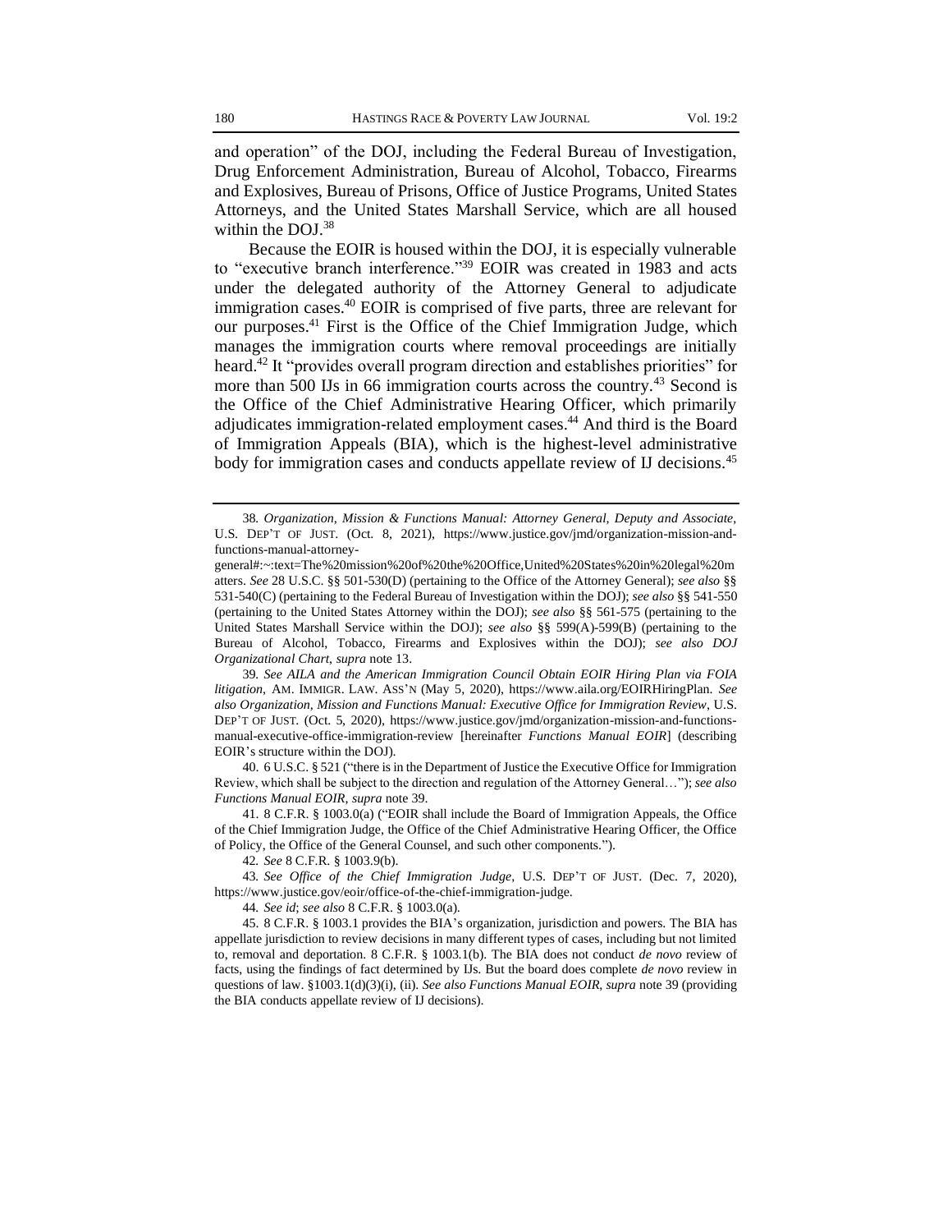and operation" of the DOJ, including the Federal Bureau of Investigation, Drug Enforcement Administration, Bureau of Alcohol, Tobacco, Firearms and Explosives, Bureau of Prisons, Office of Justice Programs, United States Attorneys, and the United States Marshall Service, which are all housed within the DOJ.[38]

Because the EOIR is housed within the DOJ, it is especially vulnerable to "executive branch interference."[39] EOIR was created in 1983 and acts under the delegated authority of the Attorney General to adjudicate immigration cases.[40] EOIR is comprised of five parts, three are relevant for our purposes.[41] First is the Office of the Chief Immigration Judge, which manages the immigration courts where removal proceedings are initially heard.[42] It "provides overall program direction and establishes priorities" for more than 500 IJs in 66 immigration courts across the country.[43] Second is the Office of the Chief Administrative Hearing Officer, which primarily adjudicates immigration-related employment cases.[44] And third is the Board of Immigration Appeals (BIA), which is the highest-level administrative body for immigration cases and conducts appellate review of IJ decisions.[45]

---

38. *Organization, Mission & Functions Manual: Attorney General, Deputy and Associate*, U.S. DEP'T OF JUST. (Oct. 8, 2021), https://www.justice.gov/jmd/organization-mission-and-functions-manual-attorney-general#:~:text=The%20mission%20of%20the%20Office,United%20States%20in%20legal%20matters. *See* 28 U.S.C. §§ 501-530(D) (pertaining to the Office of the Attorney General); *see also* §§ 531-540(C) (pertaining to the Federal Bureau of Investigation within the DOJ); *see also* §§ 541-550 (pertaining to the United States Attorney within the DOJ); *see also* §§ 561-575 (pertaining to the United States Marshall Service within the DOJ); *see also* §§ 599(A)-599(B) (pertaining to the Bureau of Alcohol, Tobacco, Firearms and Explosives within the DOJ); *see also DOJ Organizational Chart*, *supra* note 13.

39. *See AILA and the American Immigration Council Obtain EOIR Hiring Plan via FOIA litigation*, AM. IMMIGR. LAW. ASS'N (May 5, 2020), https://www.aila.org/EOIRHiringPlan. *See also Organization, Mission and Functions Manual: Executive Office for Immigration Review*, U.S. DEP'T OF JUST. (Oct. 5, 2020), https://www.justice.gov/jmd/organization-mission-and-functions-manual-executive-office-immigration-review [hereinafter *Functions Manual EOIR*] (describing EOIR's structure within the DOJ).

40. 6 U.S.C. § 521 ("there is in the Department of Justice the Executive Office for Immigration Review, which shall be subject to the direction and regulation of the Attorney General…"); *see also Functions Manual EOIR*, *supra* note 39.

41. 8 C.F.R. § 1003.0(a) ("EOIR shall include the Board of Immigration Appeals, the Office of the Chief Immigration Judge, the Office of the Chief Administrative Hearing Officer, the Office of Policy, the Office of the General Counsel, and such other components.").

42. *See* 8 C.F.R. § 1003.9(b).

43. *See Office of the Chief Immigration Judge*, U.S. DEP'T OF JUST. (Dec. 7, 2020), https://www.justice.gov/eoir/office-of-the-chief-immigration-judge.

44. *See id*; *see also* 8 C.F.R. § 1003.0(a).

45. 8 C.F.R. § 1003.1 provides the BIA's organization, jurisdiction and powers. The BIA has appellate jurisdiction to review decisions in many different types of cases, including but not limited to, removal and deportation. 8 C.F.R. § 1003.1(b). The BIA does not conduct *de novo* review of facts, using the findings of fact determined by IJs. But the board does complete *de novo* review in questions of law. §1003.1(d)(3)(i), (ii). *See also Functions Manual EOIR*, *supra* note 39 (providing the BIA conducts appellate review of IJ decisions).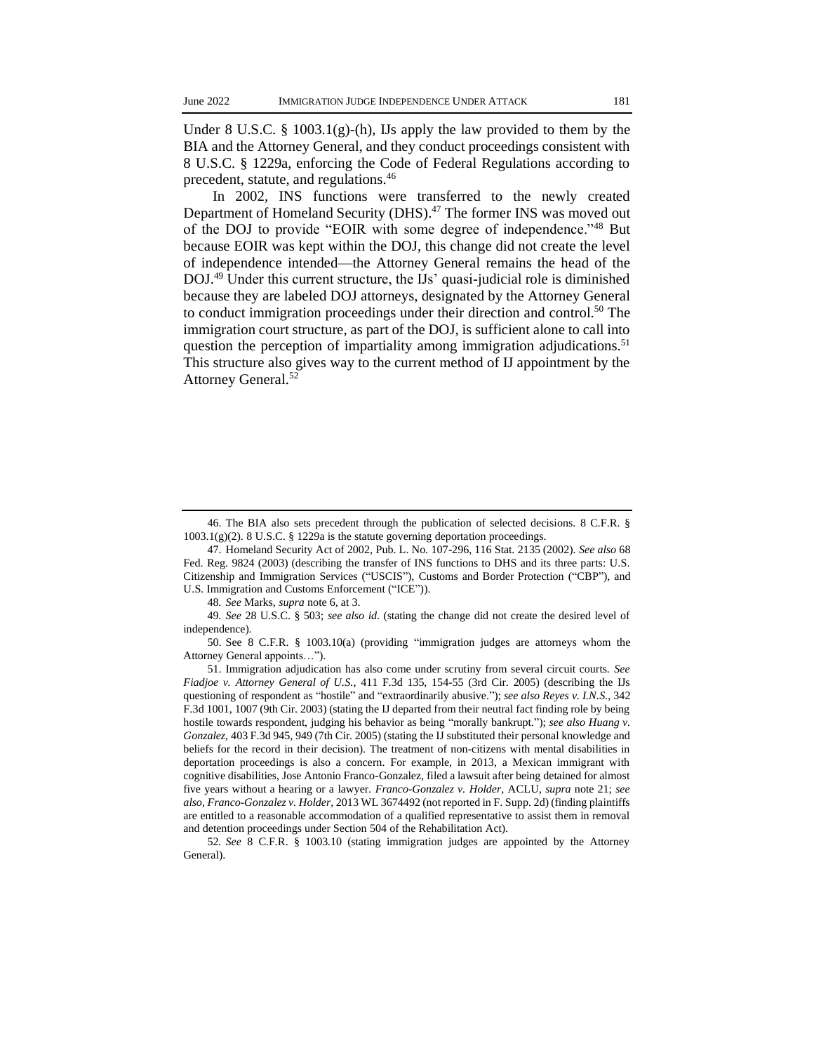Under 8 U.S.C. § 1003.1(g)-(h), IJs apply the law provided to them by the BIA and the Attorney General, and they conduct proceedings consistent with 8 U.S.C. § 1229a, enforcing the Code of Federal Regulations according to precedent, statute, and regulations.[46]

In 2002, INS functions were transferred to the newly created Department of Homeland Security (DHS).[47] The former INS was moved out of the DOJ to provide "EOIR with some degree of independence."[48] But because EOIR was kept within the DOJ, this change did not create the level of independence intended—the Attorney General remains the head of the DOJ.[49] Under this current structure, the IJs' quasi-judicial role is diminished because they are labeled DOJ attorneys, designated by the Attorney General to conduct immigration proceedings under their direction and control.[50] The immigration court structure, as part of the DOJ, is sufficient alone to call into question the perception of impartiality among immigration adjudications.[51] This structure also gives way to the current method of IJ appointment by the Attorney General.[52]

---

46. The BIA also sets precedent through the publication of selected decisions. 8 C.F.R. § 1003.1(g)(2). 8 U.S.C. § 1229a is the statute governing deportation proceedings.

47. Homeland Security Act of 2002, Pub. L. No. 107-296, 116 Stat. 2135 (2002). *See also* 68 Fed. Reg. 9824 (2003) (describing the transfer of INS functions to DHS and its three parts: U.S. Citizenship and Immigration Services ("USCIS"), Customs and Border Protection ("CBP"), and U.S. Immigration and Customs Enforcement ("ICE")).

48. *See* Marks, *supra* note 6, at 3.

49. *See* 28 U.S.C. § 503; *see also id.* (stating the change did not create the desired level of independence).

50. See 8 C.F.R. § 1003.10(a) (providing "immigration judges are attorneys whom the Attorney General appoints…").

51. Immigration adjudication has also come under scrutiny from several circuit courts. *See Fiadjoe v. Attorney General of U.S.*, 411 F.3d 135, 154-55 (3rd Cir. 2005) (describing the IJs questioning of respondent as "hostile" and "extraordinarily abusive."); *see also Reyes v. I.N.S.*, 342 F.3d 1001, 1007 (9th Cir. 2003) (stating the IJ departed from their neutral fact finding role by being hostile towards respondent, judging his behavior as being "morally bankrupt."); *see also Huang v. Gonzalez*, 403 F.3d 945, 949 (7th Cir. 2005) (stating the IJ substituted their personal knowledge and beliefs for the record in their decision). The treatment of non-citizens with mental disabilities in deportation proceedings is also a concern. For example, in 2013, a Mexican immigrant with cognitive disabilities, Jose Antonio Franco-Gonzalez, filed a lawsuit after being detained for almost five years without a hearing or a lawyer. *Franco-Gonzalez v. Holder*, ACLU, *supra* note 21; *see also, Franco-Gonzalez v. Holder*, 2013 WL 3674492 (not reported in F. Supp. 2d) (finding plaintiffs are entitled to a reasonable accommodation of a qualified representative to assist them in removal and detention proceedings under Section 504 of the Rehabilitation Act).

52. *See* 8 C.F.R. § 1003.10 (stating immigration judges are appointed by the Attorney General).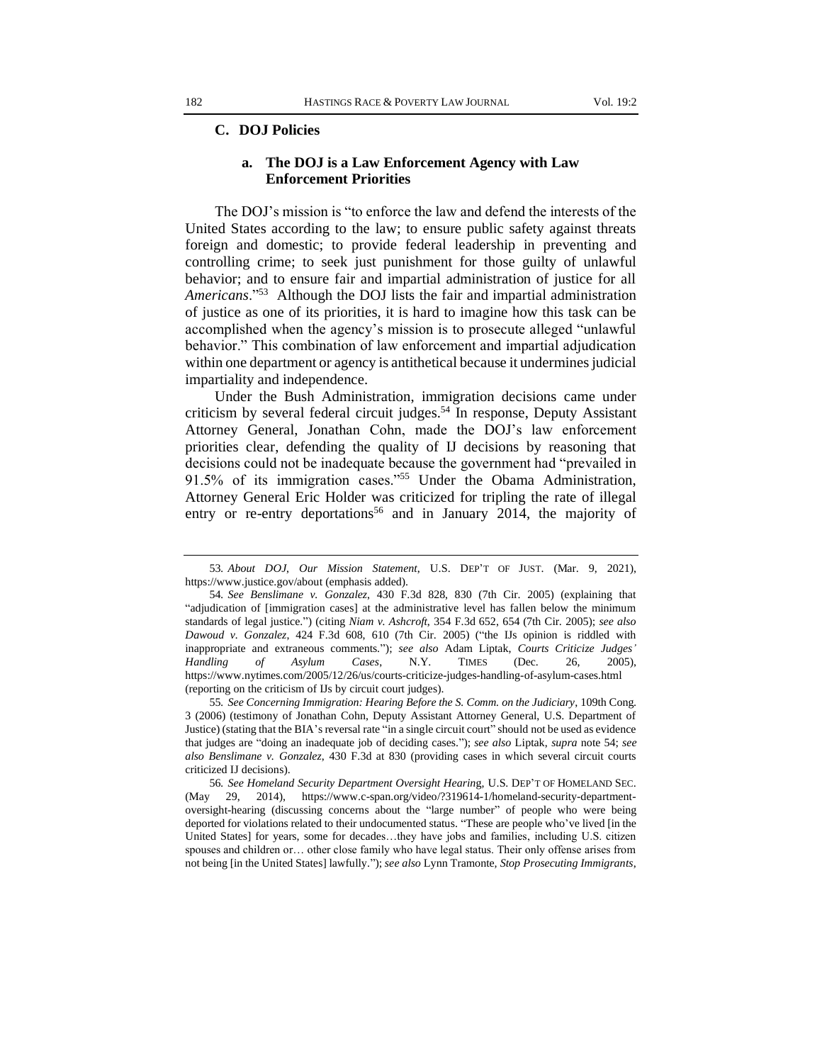### C. DOJ Policies

#### a. The DOJ is a Law Enforcement Agency with Law Enforcement Priorities

The DOJ's mission is "to enforce the law and defend the interests of the United States according to the law; to ensure public safety against threats foreign and domestic; to provide federal leadership in preventing and controlling crime; to seek just punishment for those guilty of unlawful behavior; and to ensure fair and impartial administration of justice for all *Americans*."[53] Although the DOJ lists the fair and impartial administration of justice as one of its priorities, it is hard to imagine how this task can be accomplished when the agency's mission is to prosecute alleged "unlawful behavior." This combination of law enforcement and impartial adjudication within one department or agency is antithetical because it undermines judicial impartiality and independence.

Under the Bush Administration, immigration decisions came under criticism by several federal circuit judges.[54] In response, Deputy Assistant Attorney General, Jonathan Cohn, made the DOJ's law enforcement priorities clear, defending the quality of IJ decisions by reasoning that decisions could not be inadequate because the government had "prevailed in 91.5% of its immigration cases."[55] Under the Obama Administration, Attorney General Eric Holder was criticized for tripling the rate of illegal entry or re-entry deportations[56] and in January 2014, the majority of

---

53. *About DOJ, Our Mission Statement*, U.S. DEP'T OF JUST. (Mar. 9, 2021), https://www.justice.gov/about (emphasis added).

54. *See Benslimane v. Gonzalez*, 430 F.3d 828, 830 (7th Cir. 2005) (explaining that "adjudication of [immigration cases] at the administrative level has fallen below the minimum standards of legal justice.") (citing *Niam v. Ashcroft*, 354 F.3d 652, 654 (7th Cir. 2005); *see also Dawoud v. Gonzalez*, 424 F.3d 608, 610 (7th Cir. 2005) ("the IJs opinion is riddled with inappropriate and extraneous comments."); *see also* Adam Liptak, *Courts Criticize Judges' Handling of Asylum Cases*, N.Y. TIMES (Dec. 26, 2005), https://www.nytimes.com/2005/12/26/us/courts-criticize-judges-handling-of-asylum-cases.html (reporting on the criticism of IJs by circuit court judges).

55. *See Concerning Immigration: Hearing Before the S. Comm. on the Judiciary*, 109th Cong. 3 (2006) (testimony of Jonathan Cohn, Deputy Assistant Attorney General, U.S. Department of Justice) (stating that the BIA's reversal rate "in a single circuit court" should not be used as evidence that judges are "doing an inadequate job of deciding cases."); *see also* Liptak, *supra* note 54; *see also Benslimane v. Gonzalez*, 430 F.3d at 830 (providing cases in which several circuit courts criticized IJ decisions).

56. *See Homeland Security Department Oversight Hearing*, U.S. DEP'T OF HOMELAND SEC. (May 29, 2014), https://www.c-span.org/video/?319614-1/homeland-security-department-oversight-hearing (discussing concerns about the "large number" of people who were being deported for violations related to their undocumented status. "These are people who've lived [in the United States] for years, some for decades…they have jobs and families, including U.S. citizen spouses and children or… other close family who have legal status. Their only offense arises from not being [in the United States] lawfully."); *see also* Lynn Tramonte, *Stop Prosecuting Immigrants*,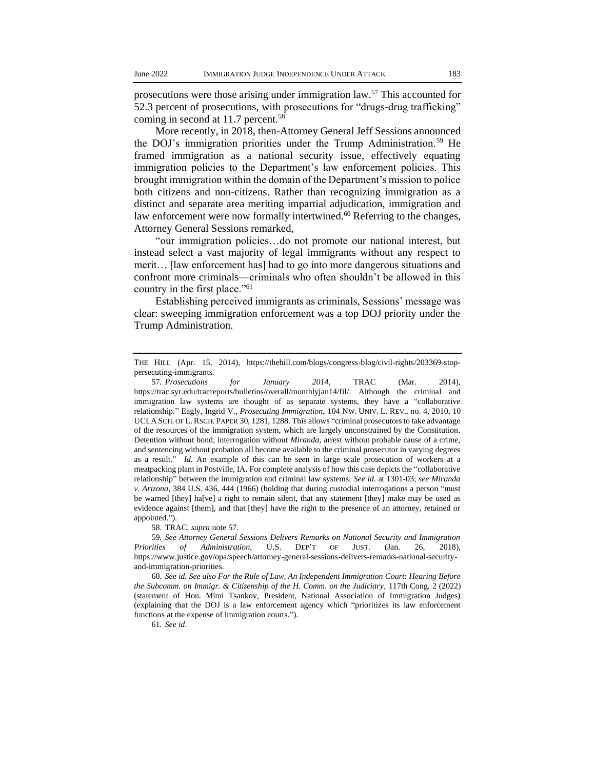prosecutions were those arising under immigration law.[57] This accounted for 52.3 percent of prosecutions, with prosecutions for "drugs-drug trafficking" coming in second at 11.7 percent.[58]

More recently, in 2018, then-Attorney General Jeff Sessions announced the DOJ's immigration priorities under the Trump Administration.[59] He framed immigration as a national security issue, effectively equating immigration policies to the Department's law enforcement policies. This brought immigration within the domain of the Department's mission to police both citizens and non-citizens. Rather than recognizing immigration as a distinct and separate area meriting impartial adjudication, immigration and law enforcement were now formally intertwined.[60] Referring to the changes, Attorney General Sessions remarked,

"our immigration policies…do not promote our national interest, but instead select a vast majority of legal immigrants without any respect to merit… [law enforcement has] had to go into more dangerous situations and confront more criminals—criminals who often shouldn't be allowed in this country in the first place."[61]

Establishing perceived immigrants as criminals, Sessions' message was clear: sweeping immigration enforcement was a top DOJ priority under the Trump Administration.

---

THE HILL (Apr. 15, 2014), https://thehill.com/blogs/congress-blog/civil-rights/203369-stop-persecuting-immigrants.

57. *Prosecutions for January 2014*, TRAC (Mar. 2014), https://trac.syr.edu/tracreports/bulletins/overall/monthlyjan14/fil/. Although the criminal and immigration law systems are thought of as separate systems, they have a "collaborative relationship." Eagly, Ingrid V., *Prosecuting Immigration*, 104 NW. UNIV. L. REV., no. 4, 2010, 10 UCLA SCH. OF L. RSCH. PAPER 30, 1281, 1288. This allows "criminal prosecutors to take advantage of the resources of the immigration system, which are largely unconstrained by the Constitution. Detention without bond, interrogation without *Miranda*, arrest without probable cause of a crime, and sentencing without probation all become available to the criminal prosecutor in varying degrees as a result." *Id*. An example of this can be seen in large scale prosecution of workers at a meatpacking plant in Postville, IA. For complete analysis of how this case depicts the "collaborative relationship" between the immigration and criminal law systems. *See id.* at 1301-03; *see Miranda v. Arizona*, 384 U.S. 436, 444 (1966) (holding that during custodial interrogations a person "must be warned [they] ha[ve] a right to remain silent, that any statement [they] make may be used as evidence against [them], and that [they] have the right to the presence of an attorney, retained or appointed.").

58. TRAC, *supra* note 57.

59. *See Attorney General Sessions Delivers Remarks on National Security and Immigration Priorities of Administration*, U.S. DEP'T OF JUST. (Jan. 26, 2018), https://www.justice.gov/opa/speech/attorney-general-sessions-delivers-remarks-national-security-and-immigration-priorities.

60. *See id. See also For the Rule of Law, An Independent Immigration Court: Hearing Before the Subcomm. on Immigr. & Citizenship of the H. Comm. on the Judiciary*, 117th Cong. 2 (2022) (statement of Hon. Mimi Tsankov, President, National Association of Immigration Judges) (explaining that the DOJ is a law enforcement agency which "prioritizes its law enforcement functions at the expense of immigration courts.").

61. *See id.*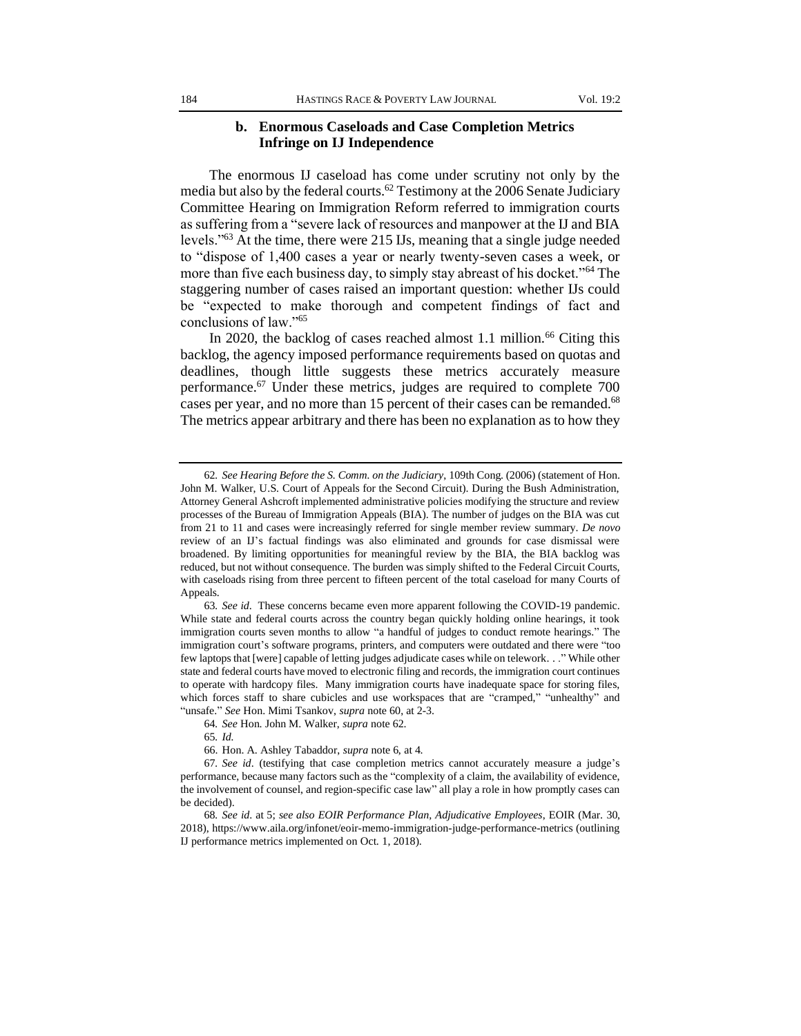### b. Enormous Caseloads and Case Completion Metrics Infringe on IJ Independence

The enormous IJ caseload has come under scrutiny not only by the media but also by the federal courts.[62] Testimony at the 2006 Senate Judiciary Committee Hearing on Immigration Reform referred to immigration courts as suffering from a "severe lack of resources and manpower at the IJ and BIA levels."[63] At the time, there were 215 IJs, meaning that a single judge needed to "dispose of 1,400 cases a year or nearly twenty-seven cases a week, or more than five each business day, to simply stay abreast of his docket."[64] The staggering number of cases raised an important question: whether IJs could be "expected to make thorough and competent findings of fact and conclusions of law."[65]

In 2020, the backlog of cases reached almost 1.1 million.[66] Citing this backlog, the agency imposed performance requirements based on quotas and deadlines, though little suggests these metrics accurately measure performance.[67] Under these metrics, judges are required to complete 700 cases per year, and no more than 15 percent of their cases can be remanded.[68] The metrics appear arbitrary and there has been no explanation as to how they

---

62. *See Hearing Before the S. Comm. on the Judiciary*, 109th Cong. (2006) (statement of Hon. John M. Walker, U.S. Court of Appeals for the Second Circuit). During the Bush Administration, Attorney General Ashcroft implemented administrative policies modifying the structure and review processes of the Bureau of Immigration Appeals (BIA). The number of judges on the BIA was cut from 21 to 11 and cases were increasingly referred for single member review summary. *De novo* review of an IJ's factual findings was also eliminated and grounds for case dismissal were broadened. By limiting opportunities for meaningful review by the BIA, the BIA backlog was reduced, but not without consequence. The burden was simply shifted to the Federal Circuit Courts, with caseloads rising from three percent to fifteen percent of the total caseload for many Courts of Appeals.

63. *See id*. These concerns became even more apparent following the COVID-19 pandemic. While state and federal courts across the country began quickly holding online hearings, it took immigration courts seven months to allow "a handful of judges to conduct remote hearings." The immigration court's software programs, printers, and computers were outdated and there were "too few laptops that [were] capable of letting judges adjudicate cases while on telework. . ." While other state and federal courts have moved to electronic filing and records, the immigration court continues to operate with hardcopy files. Many immigration courts have inadequate space for storing files, which forces staff to share cubicles and use workspaces that are "cramped," "unhealthy" and "unsafe." *See* Hon. Mimi Tsankov, *supra* note 60, at 2-3.

64. *See* Hon. John M. Walker, *supra* note 62.

65. *Id.*

66. Hon. A. Ashley Tabaddor, *supra* note 6, at 4.

67. *See id*. (testifying that case completion metrics cannot accurately measure a judge's performance, because many factors such as the "complexity of a claim, the availability of evidence, the involvement of counsel, and region-specific case law" all play a role in how promptly cases can be decided).

68. *See id.* at 5; *see also EOIR Performance Plan, Adjudicative Employees*, EOIR (Mar. 30, 2018), https://www.aila.org/infonet/eoir-memo-immigration-judge-performance-metrics (outlining IJ performance metrics implemented on Oct. 1, 2018).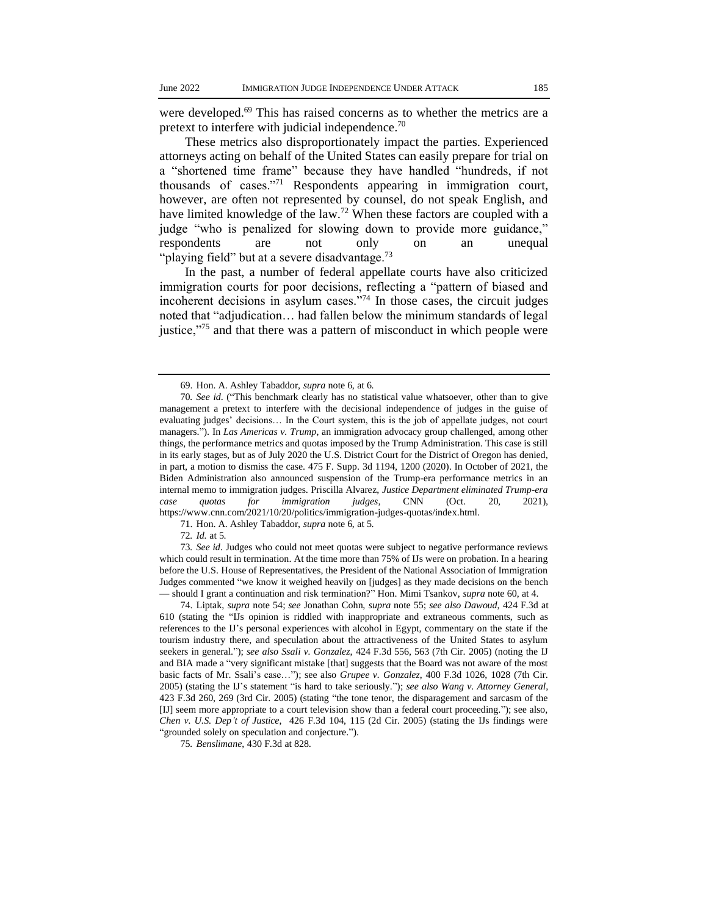were developed.[69] This has raised concerns as to whether the metrics are a pretext to interfere with judicial independence.[70]

These metrics also disproportionately impact the parties. Experienced attorneys acting on behalf of the United States can easily prepare for trial on a "shortened time frame" because they have handled "hundreds, if not thousands of cases."[71] Respondents appearing in immigration court, however, are often not represented by counsel, do not speak English, and have limited knowledge of the law.[72] When these factors are coupled with a judge "who is penalized for slowing down to provide more guidance," respondents are not only on an unequal "playing field" but at a severe disadvantage.[73]

In the past, a number of federal appellate courts have also criticized immigration courts for poor decisions, reflecting a "pattern of biased and incoherent decisions in asylum cases."[74] In those cases, the circuit judges noted that "adjudication… had fallen below the minimum standards of legal justice,"[75] and that there was a pattern of misconduct in which people were

---

69. Hon. A. Ashley Tabaddor, *supra* note 6, at 6.

70. *See id*. ("This benchmark clearly has no statistical value whatsoever, other than to give management a pretext to interfere with the decisional independence of judges in the guise of evaluating judges' decisions… In the Court system, this is the job of appellate judges, not court managers."). In *Las Americas v. Trump*, an immigration advocacy group challenged, among other things, the performance metrics and quotas imposed by the Trump Administration. This case is still in its early stages, but as of July 2020 the U.S. District Court for the District of Oregon has denied, in part, a motion to dismiss the case. 475 F. Supp. 3d 1194, 1200 (2020). In October of 2021, the Biden Administration also announced suspension of the Trump-era performance metrics in an internal memo to immigration judges. Priscilla Alvarez, *Justice Department eliminated Trump-era case quotas for immigration judges*, CNN (Oct. 20, 2021), https://www.cnn.com/2021/10/20/politics/immigration-judges-quotas/index.html.

71. Hon. A. Ashley Tabaddor, *supra* note 6, at 5.

72. *Id.* at 5.

73. *See id*. Judges who could not meet quotas were subject to negative performance reviews which could result in termination. At the time more than 75% of IJs were on probation. In a hearing before the U.S. House of Representatives, the President of the National Association of Immigration Judges commented "we know it weighed heavily on [judges] as they made decisions on the bench — should I grant a continuation and risk termination?" Hon. Mimi Tsankov, *supra* note 60, at 4.

74. Liptak, *supra* note 54; *see* Jonathan Cohn, *supra* note 55; *see also Dawoud*, 424 F.3d at 610 (stating the "IJs opinion is riddled with inappropriate and extraneous comments, such as references to the IJ's personal experiences with alcohol in Egypt, commentary on the state if the tourism industry there, and speculation about the attractiveness of the United States to asylum seekers in general."); *see also Ssali v. Gonzalez*, 424 F.3d 556, 563 (7th Cir. 2005) (noting the IJ and BIA made a "very significant mistake [that] suggests that the Board was not aware of the most basic facts of Mr. Ssali's case…"); see also *Grupee v. Gonzalez*, 400 F.3d 1026, 1028 (7th Cir. 2005) (stating the IJ's statement "is hard to take seriously."); *see also Wang v. Attorney General*, 423 F.3d 260, 269 (3rd Cir. 2005) (stating "the tone tenor, the disparagement and sarcasm of the [IJ] seem more appropriate to a court television show than a federal court proceeding."); see also, *Chen v. U.S. Dep't of Justice*, 426 F.3d 104, 115 (2d Cir. 2005) (stating the IJs findings were "grounded solely on speculation and conjecture.").

75. *Benslimane*, 430 F.3d at 828.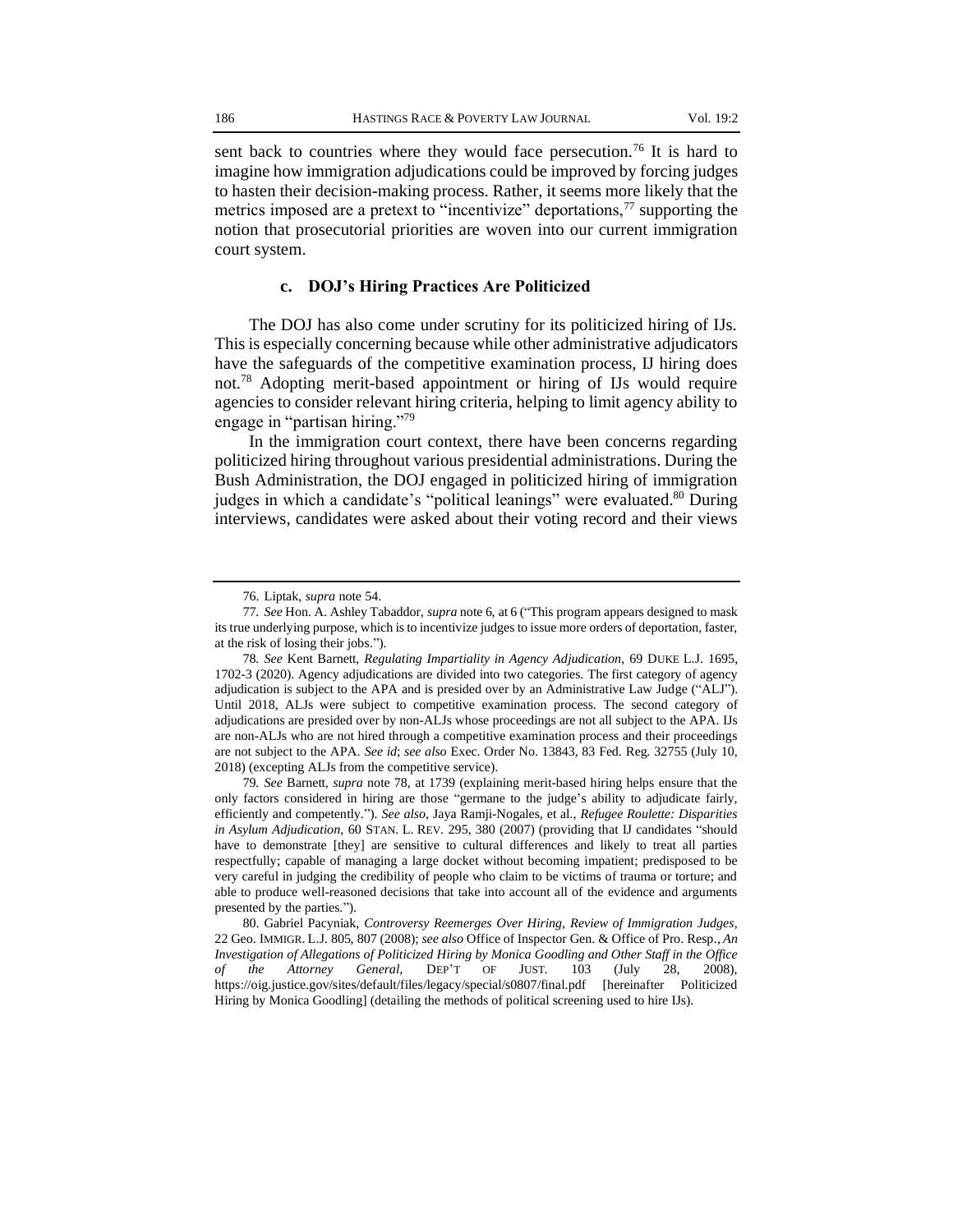sent back to countries where they would face persecution.[76] It is hard to imagine how immigration adjudications could be improved by forcing judges to hasten their decision-making process. Rather, it seems more likely that the metrics imposed are a pretext to "incentivize" deportations,[77] supporting the notion that prosecutorial priorities are woven into our current immigration court system.

#### c. DOJ's Hiring Practices Are Politicized

The DOJ has also come under scrutiny for its politicized hiring of IJs. This is especially concerning because while other administrative adjudicators have the safeguards of the competitive examination process, IJ hiring does not.[78] Adopting merit-based appointment or hiring of IJs would require agencies to consider relevant hiring criteria, helping to limit agency ability to engage in "partisan hiring."[79]

In the immigration court context, there have been concerns regarding politicized hiring throughout various presidential administrations. During the Bush Administration, the DOJ engaged in politicized hiring of immigration judges in which a candidate's "political leanings" were evaluated.[80] During interviews, candidates were asked about their voting record and their views

---

76. Liptak, *supra* note 54.

77. *See* Hon. A. Ashley Tabaddor, *supra* note 6, at 6 ("This program appears designed to mask its true underlying purpose, which is to incentivize judges to issue more orders of deportation, faster, at the risk of losing their jobs.").

78. *See* Kent Barnett, *Regulating Impartiality in Agency Adjudication*, 69 DUKE L.J. 1695, 1702-3 (2020). Agency adjudications are divided into two categories. The first category of agency adjudication is subject to the APA and is presided over by an Administrative Law Judge ("ALJ"). Until 2018, ALJs were subject to competitive examination process. The second category of adjudications are presided over by non-ALJs whose proceedings are not all subject to the APA. IJs are non-ALJs who are not hired through a competitive examination process and their proceedings are not subject to the APA. *See id*; *see also* Exec. Order No. 13843, 83 Fed. Reg. 32755 (July 10, 2018) (excepting ALJs from the competitive service).

79. *See* Barnett, *supra* note 78, at 1739 (explaining merit-based hiring helps ensure that the only factors considered in hiring are those "germane to the judge's ability to adjudicate fairly, efficiently and competently."). *See also*, Jaya Ramji-Nogales, et al., *Refugee Roulette: Disparities in Asylum Adjudication*, 60 STAN. L. REV. 295, 380 (2007) (providing that IJ candidates "should have to demonstrate [they] are sensitive to cultural differences and likely to treat all parties respectfully; capable of managing a large docket without becoming impatient; predisposed to be very careful in judging the credibility of people who claim to be victims of trauma or torture; and able to produce well-reasoned decisions that take into account all of the evidence and arguments presented by the parties.").

80. Gabriel Pacyniak, *Controversy Reemerges Over Hiring, Review of Immigration Judges*, 22 Geo. IMMIGR. L.J. 805, 807 (2008); *see also* Office of Inspector Gen. & Office of Pro. Resp., *An Investigation of Allegations of Politicized Hiring by Monica Goodling and Other Staff in the Office of the Attorney General*, DEP'T OF JUST. 103 (July 28, 2008), https://oig.justice.gov/sites/default/files/legacy/special/s0807/final.pdf [hereinafter Politicized Hiring by Monica Goodling] (detailing the methods of political screening used to hire IJs).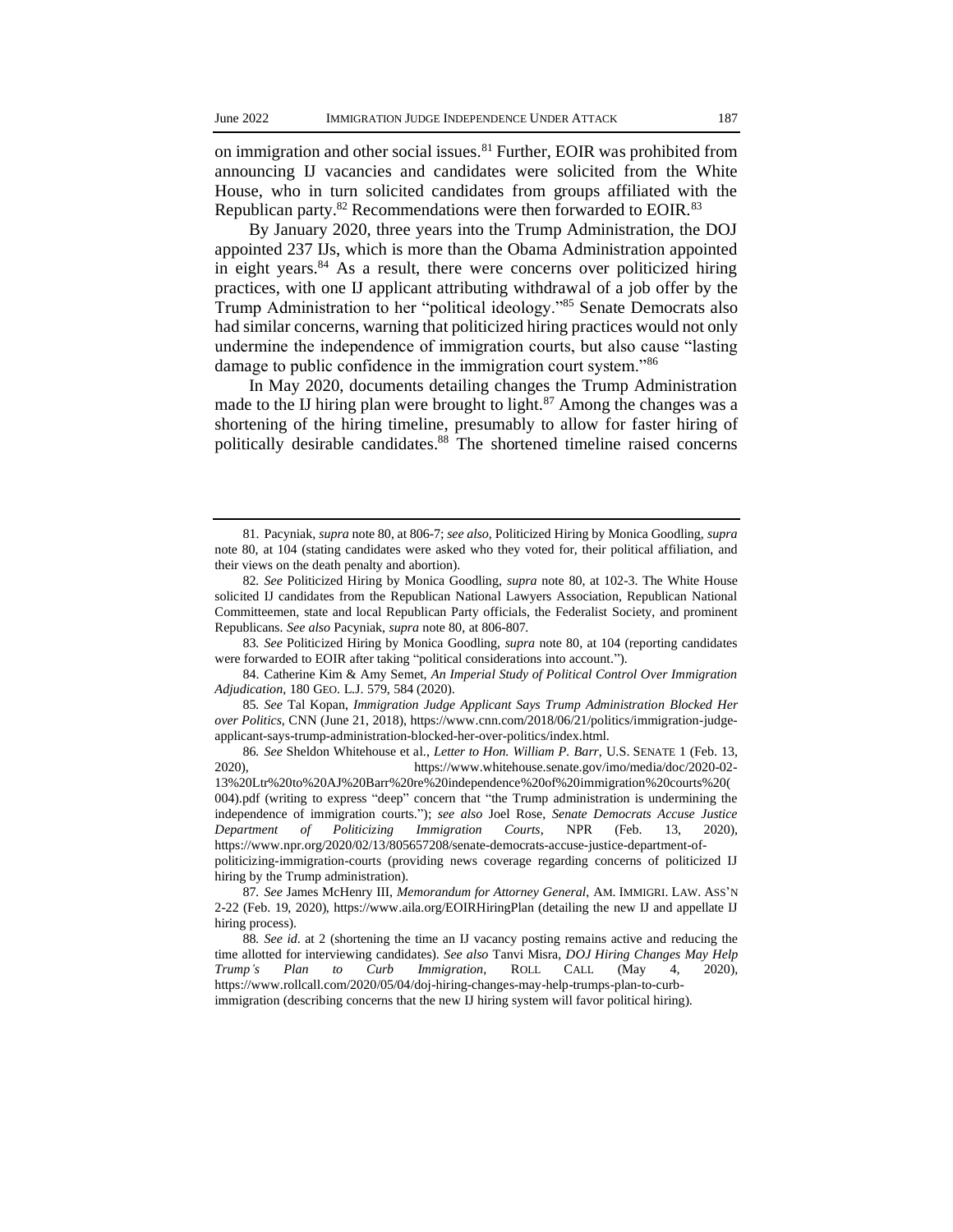on immigration and other social issues.[81] Further, EOIR was prohibited from announcing IJ vacancies and candidates were solicited from the White House, who in turn solicited candidates from groups affiliated with the Republican party.[82] Recommendations were then forwarded to EOIR.[83]

By January 2020, three years into the Trump Administration, the DOJ appointed 237 IJs, which is more than the Obama Administration appointed in eight years.[84] As a result, there were concerns over politicized hiring practices, with one IJ applicant attributing withdrawal of a job offer by the Trump Administration to her "political ideology."[85] Senate Democrats also had similar concerns, warning that politicized hiring practices would not only undermine the independence of immigration courts, but also cause "lasting damage to public confidence in the immigration court system."[86]

In May 2020, documents detailing changes the Trump Administration made to the IJ hiring plan were brought to light.[87] Among the changes was a shortening of the hiring timeline, presumably to allow for faster hiring of politically desirable candidates.[88] The shortened timeline raised concerns

---

81. Pacyniak, *supra* note 80, at 806-7; *see also*, Politicized Hiring by Monica Goodling, *supra* note 80, at 104 (stating candidates were asked who they voted for, their political affiliation, and their views on the death penalty and abortion).

82. *See* Politicized Hiring by Monica Goodling, *supra* note 80, at 102-3. The White House solicited IJ candidates from the Republican National Lawyers Association, Republican National Committeemen, state and local Republican Party officials, the Federalist Society, and prominent Republicans. *See also* Pacyniak, *supra* note 80, at 806-807.

83. *See* Politicized Hiring by Monica Goodling, *supra* note 80, at 104 (reporting candidates were forwarded to EOIR after taking "political considerations into account.").

84. Catherine Kim & Amy Semet, *An Imperial Study of Political Control Over Immigration Adjudication*, 180 GEO. L.J. 579, 584 (2020).

85. *See* Tal Kopan, *Immigration Judge Applicant Says Trump Administration Blocked Her over Politics*, CNN (June 21, 2018), https://www.cnn.com/2018/06/21/politics/immigration-judge-applicant-says-trump-administration-blocked-her-over-politics/index.html.

86. *See* Sheldon Whitehouse et al., *Letter to Hon. William P. Barr*, U.S. SENATE 1 (Feb. 13, 2020), https://www.whitehouse.senate.gov/imo/media/doc/2020-02-13%20Ltr%20to%20AJ%20Barr%20re%20independence%20of%20immigration%20courts%20(004).pdf (writing to express "deep" concern that "the Trump administration is undermining the independence of immigration courts."); *see also* Joel Rose, *Senate Democrats Accuse Justice Department of Politicizing Immigration Courts*, NPR (Feb. 13, 2020), https://www.npr.org/2020/02/13/805657208/senate-democrats-accuse-justice-department-of-politicizing-immigration-courts (providing news coverage regarding concerns of politicized IJ hiring by the Trump administration).

87. *See* James McHenry III, *Memorandum for Attorney General*, AM. IMMIGRI. LAW. ASS'N 2-22 (Feb. 19, 2020), https://www.aila.org/EOIRHiringPlan (detailing the new IJ and appellate IJ hiring process).

88. *See id.* at 2 (shortening the time an IJ vacancy posting remains active and reducing the time allotted for interviewing candidates). *See also* Tanvi Misra, *DOJ Hiring Changes May Help Trump's Plan to Curb Immigration*, ROLL CALL (May 4, 2020), https://www.rollcall.com/2020/05/04/doj-hiring-changes-may-help-trumps-plan-to-curb-immigration (describing concerns that the new IJ hiring system will favor political hiring).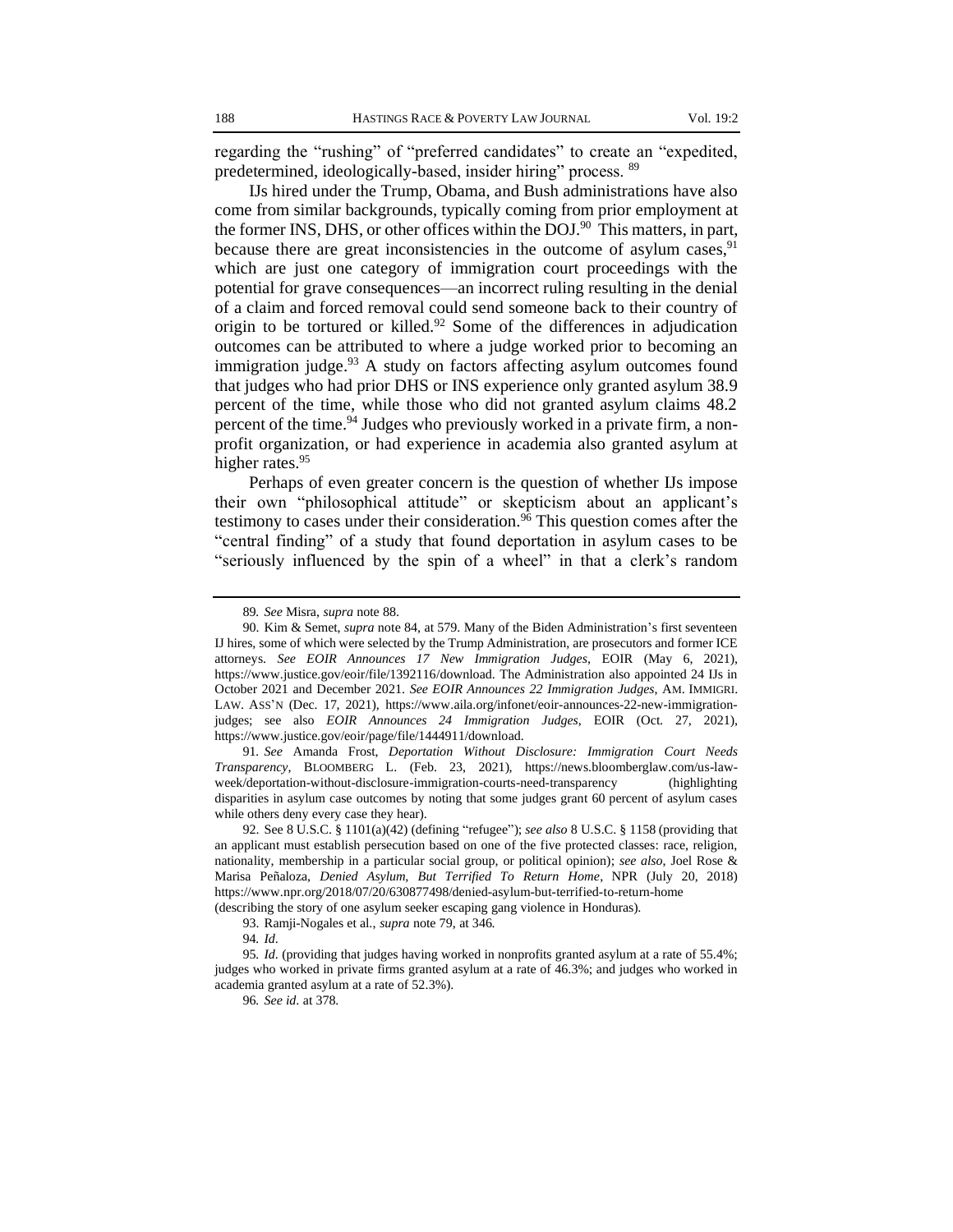regarding the "rushing" of "preferred candidates" to create an "expedited, predetermined, ideologically-based, insider hiring" process. [89]

IJs hired under the Trump, Obama, and Bush administrations have also come from similar backgrounds, typically coming from prior employment at the former INS, DHS, or other offices within the DOJ.[90] This matters, in part, because there are great inconsistencies in the outcome of asylum cases,[91] which are just one category of immigration court proceedings with the potential for grave consequences—an incorrect ruling resulting in the denial of a claim and forced removal could send someone back to their country of origin to be tortured or killed.[92] Some of the differences in adjudication outcomes can be attributed to where a judge worked prior to becoming an immigration judge.[93] A study on factors affecting asylum outcomes found that judges who had prior DHS or INS experience only granted asylum 38.9 percent of the time, while those who did not granted asylum claims 48.2 percent of the time.[94] Judges who previously worked in a private firm, a non-profit organization, or had experience in academia also granted asylum at higher rates.[95]

Perhaps of even greater concern is the question of whether IJs impose their own "philosophical attitude" or skepticism about an applicant's testimony to cases under their consideration.[96] This question comes after the "central finding" of a study that found deportation in asylum cases to be "seriously influenced by the spin of a wheel" in that a clerk's random

---

89. *See* Misra, *supra* note 88.

90. Kim & Semet, *supra* note 84, at 579. Many of the Biden Administration's first seventeen IJ hires, some of which were selected by the Trump Administration, are prosecutors and former ICE attorneys. *See EOIR Announces 17 New Immigration Judges*, EOIR (May 6, 2021), https://www.justice.gov/eoir/file/1392116/download. The Administration also appointed 24 IJs in October 2021 and December 2021. *See EOIR Announces 22 Immigration Judges*, AM. IMMIGRI. LAW. ASS'N (Dec. 17, 2021), https://www.aila.org/infonet/eoir-announces-22-new-immigration-judges; see also *EOIR Announces 24 Immigration Judges*, EOIR (Oct. 27, 2021), https://www.justice.gov/eoir/page/file/1444911/download.

91. *See* Amanda Frost, *Deportation Without Disclosure: Immigration Court Needs Transparency*, BLOOMBERG L. (Feb. 23, 2021), https://news.bloomberglaw.com/us-law-week/deportation-without-disclosure-immigration-courts-need-transparency (highlighting disparities in asylum case outcomes by noting that some judges grant 60 percent of asylum cases while others deny every case they hear).

92. See 8 U.S.C. § 1101(a)(42) (defining "refugee"); *see also* 8 U.S.C. § 1158 (providing that an applicant must establish persecution based on one of the five protected classes: race, religion, nationality, membership in a particular social group, or political opinion); *see also*, Joel Rose & Marisa Peñaloza, *Denied Asylum, But Terrified To Return Home*, NPR (July 20, 2018) https://www.npr.org/2018/07/20/630877498/denied-asylum-but-terrified-to-return-home (describing the story of one asylum seeker escaping gang violence in Honduras).

93. Ramji-Nogales et al., *supra* note 79, at 346.

94. *Id.*

95. *Id.* (providing that judges having worked in nonprofits granted asylum at a rate of 55.4%; judges who worked in private firms granted asylum at a rate of 46.3%; and judges who worked in academia granted asylum at a rate of 52.3%).

96. *See id.* at 378.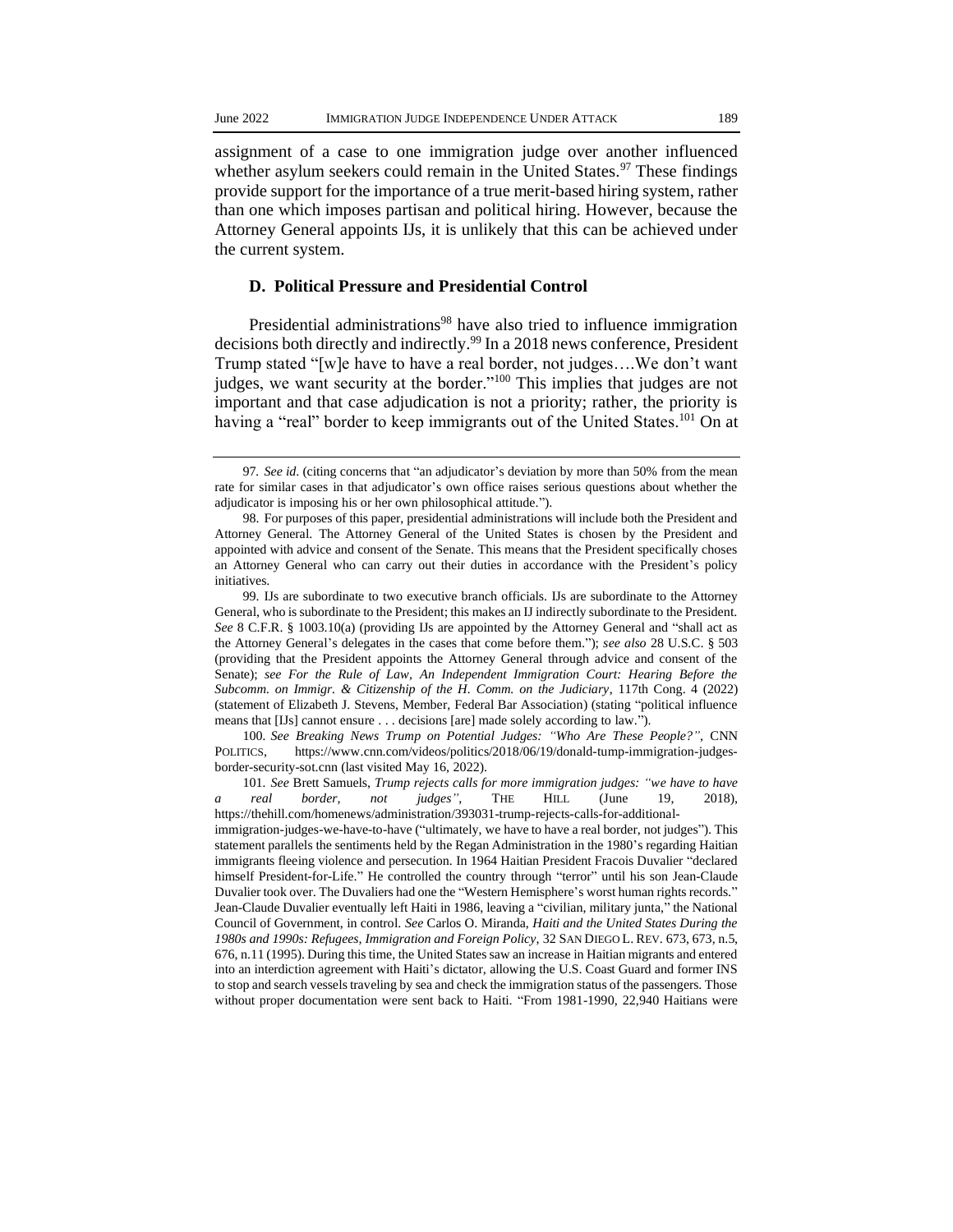assignment of a case to one immigration judge over another influenced whether asylum seekers could remain in the United States.[97] These findings provide support for the importance of a true merit-based hiring system, rather than one which imposes partisan and political hiring. However, because the Attorney General appoints IJs, it is unlikely that this can be achieved under the current system.

### D. Political Pressure and Presidential Control

Presidential administrations[98] have also tried to influence immigration decisions both directly and indirectly.[99] In a 2018 news conference, President Trump stated "[w]e have to have a real border, not judges….We don't want judges, we want security at the border."[100] This implies that judges are not important and that case adjudication is not a priority; rather, the priority is having a "real" border to keep immigrants out of the United States.[101] On at

---

97. *See id.* (citing concerns that "an adjudicator's deviation by more than 50% from the mean rate for similar cases in that adjudicator's own office raises serious questions about whether the adjudicator is imposing his or her own philosophical attitude.").

98. For purposes of this paper, presidential administrations will include both the President and Attorney General. The Attorney General of the United States is chosen by the President and appointed with advice and consent of the Senate. This means that the President specifically choses an Attorney General who can carry out their duties in accordance with the President's policy initiatives.

99. IJs are subordinate to two executive branch officials. IJs are subordinate to the Attorney General, who is subordinate to the President; this makes an IJ indirectly subordinate to the President. *See* 8 C.F.R. § 1003.10(a) (providing IJs are appointed by the Attorney General and "shall act as the Attorney General's delegates in the cases that come before them."); *see also* 28 U.S.C. § 503 (providing that the President appoints the Attorney General through advice and consent of the Senate); *see For the Rule of Law, An Independent Immigration Court: Hearing Before the Subcomm. on Immigr. & Citizenship of the H. Comm. on the Judiciary*, 117th Cong. 4 (2022) (statement of Elizabeth J. Stevens, Member, Federal Bar Association) (stating "political influence means that [IJs] cannot ensure . . . decisions [are] made solely according to law.").

100. *See Breaking News Trump on Potential Judges: "Who Are These People?"*, CNN POLITICS, https://www.cnn.com/videos/politics/2018/06/19/donald-tump-immigration-judges-border-security-sot.cnn (last visited May 16, 2022).

101. *See* Brett Samuels, *Trump rejects calls for more immigration judges: "we have to have a real border, not judges"*, THE HILL (June 19, 2018), https://thehill.com/homenews/administration/393031-trump-rejects-calls-for-additional-immigration-judges-we-have-to-have ("ultimately, we have to have a real border, not judges"). This statement parallels the sentiments held by the Regan Administration in the 1980's regarding Haitian immigrants fleeing violence and persecution. In 1964 Haitian President Fracois Duvalier "declared himself President-for-Life." He controlled the country through "terror" until his son Jean-Claude Duvalier took over. The Duvaliers had one the "Western Hemisphere's worst human rights records." Jean-Claude Duvalier eventually left Haiti in 1986, leaving a "civilian, military junta," the National Council of Government, in control. *See* Carlos O. Miranda, *Haiti and the United States During the 1980s and 1990s: Refugees, Immigration and Foreign Policy*, 32 SAN DIEGO L. REV. 673, 673, n.5, 676, n.11 (1995). During this time, the United States saw an increase in Haitian migrants and entered into an interdiction agreement with Haiti's dictator, allowing the U.S. Coast Guard and former INS to stop and search vessels traveling by sea and check the immigration status of the passengers. Those without proper documentation were sent back to Haiti. "From 1981-1990, 22,940 Haitians were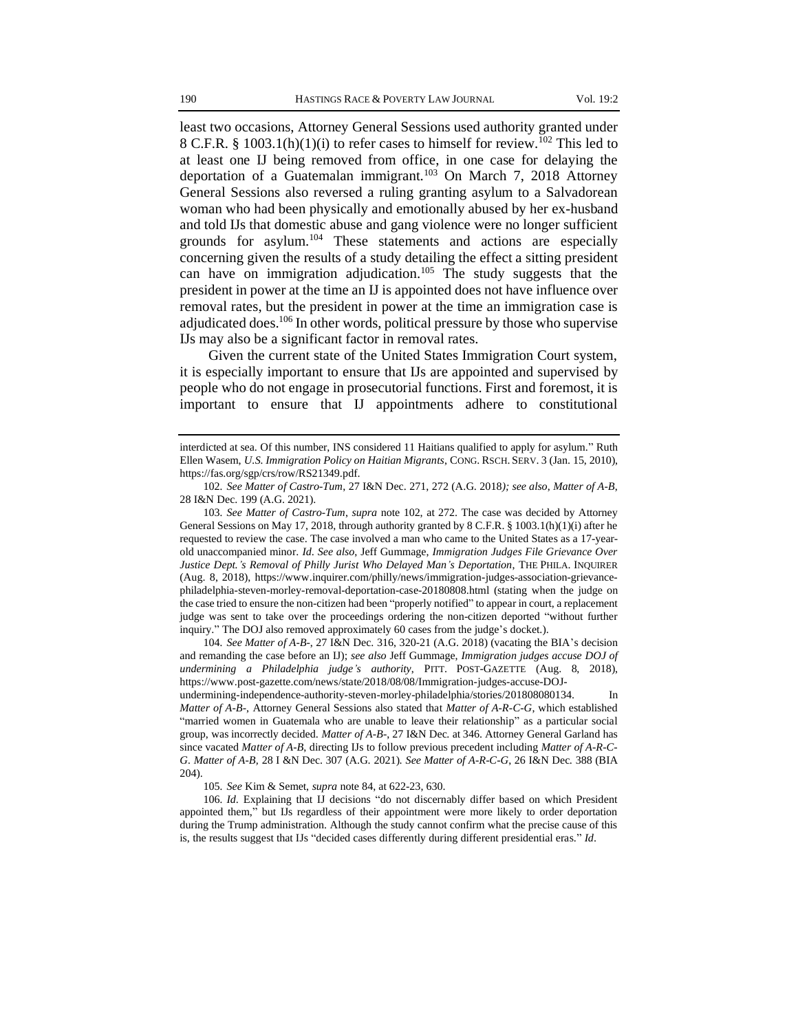least two occasions, Attorney General Sessions used authority granted under 8 C.F.R. § 1003.1(h)(1)(i) to refer cases to himself for review.[102] This led to at least one IJ being removed from office, in one case for delaying the deportation of a Guatemalan immigrant.[103] On March 7, 2018 Attorney General Sessions also reversed a ruling granting asylum to a Salvadorean woman who had been physically and emotionally abused by her ex-husband and told IJs that domestic abuse and gang violence were no longer sufficient grounds for asylum.[104] These statements and actions are especially concerning given the results of a study detailing the effect a sitting president can have on immigration adjudication.[105] The study suggests that the president in power at the time an IJ is appointed does not have influence over removal rates, but the president in power at the time an immigration case is adjudicated does.[106] In other words, political pressure by those who supervise IJs may also be a significant factor in removal rates.

Given the current state of the United States Immigration Court system, it is especially important to ensure that IJs are appointed and supervised by people who do not engage in prosecutorial functions. First and foremost, it is important to ensure that IJ appointments adhere to constitutional

---

interdicted at sea. Of this number, INS considered 11 Haitians qualified to apply for asylum." Ruth Ellen Wasem, *U.S. Immigration Policy on Haitian Migrants*, CONG. RSCH. SERV. 3 (Jan. 15, 2010), https://fas.org/sgp/crs/row/RS21349.pdf.

102. *See Matter of Castro-Tum*, 27 I&N Dec. 271, 272 (A.G. 2018)*; see also*, *Matter of A-B*, 28 I&N Dec. 199 (A.G. 2021).

103. *See Matter of Castro-Tum*, *supra* note 102, at 272. The case was decided by Attorney General Sessions on May 17, 2018, through authority granted by 8 C.F.R. § 1003.1(h)(1)(i) after he requested to review the case. The case involved a man who came to the United States as a 17-year-old unaccompanied minor. *Id*. *See also*, Jeff Gummage, *Immigration Judges File Grievance Over Justice Dept.'s Removal of Philly Jurist Who Delayed Man's Deportation*, THE PHILA. INQUIRER (Aug. 8, 2018), https://www.inquirer.com/philly/news/immigration-judges-association-grievance-philadelphia-steven-morley-removal-deportation-case-20180808.html (stating when the judge on the case tried to ensure the non-citizen had been "properly notified" to appear in court, a replacement judge was sent to take over the proceedings ordering the non-citizen deported "without further inquiry." The DOJ also removed approximately 60 cases from the judge's docket.).

104. *See Matter of A-B-*, 27 I&N Dec. 316, 320-21 (A.G. 2018) (vacating the BIA's decision and remanding the case before an IJ); *see also* Jeff Gummage, *Immigration judges accuse DOJ of undermining a Philadelphia judge's authority*, PITT. POST-GAZETTE (Aug. 8, 2018), https://www.post-gazette.com/news/state/2018/08/08/Immigration-judges-accuse-DOJ-undermining-independence-authority-steven-morley-philadelphia/stories/201808080134. In *Matter of A-B-*, Attorney General Sessions also stated that *Matter of A-R-C-G*, which established "married women in Guatemala who are unable to leave their relationship" as a particular social group, was incorrectly decided. *Matter of A-B-*, 27 I&N Dec. at 346. Attorney General Garland has since vacated *Matter of A-B*, directing IJs to follow previous precedent including *Matter of A-R-C-G*. *Matter of A-B*, 28 I &N Dec. 307 (A.G. 2021). *See Matter of A-R-C-G*, 26 I&N Dec. 388 (BIA 204).

105. *See* Kim & Semet, *supra* note 84, at 622-23, 630.

106. *Id*. Explaining that IJ decisions "do not discernably differ based on which President appointed them," but IJs regardless of their appointment were more likely to order deportation during the Trump administration. Although the study cannot confirm what the precise cause of this is, the results suggest that IJs "decided cases differently during different presidential eras." *Id*.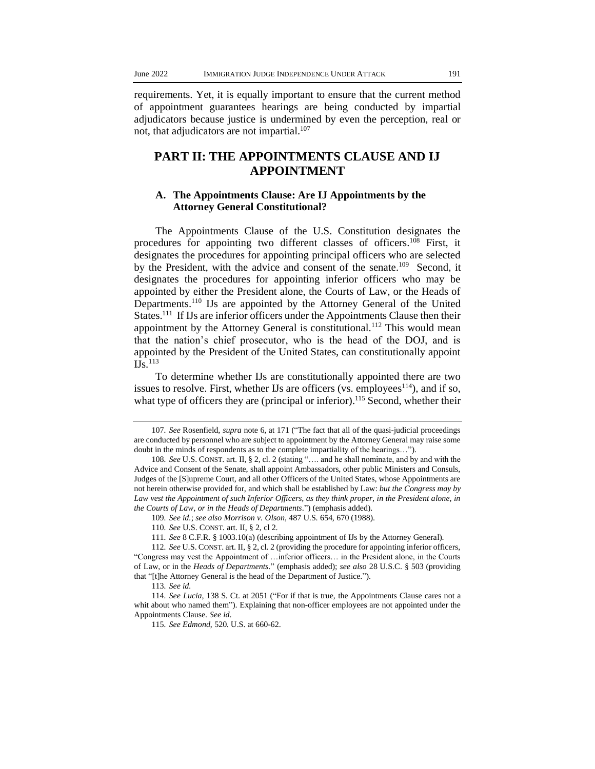requirements. Yet, it is equally important to ensure that the current method of appointment guarantees hearings are being conducted by impartial adjudicators because justice is undermined by even the perception, real or not, that adjudicators are not impartial.[107]

## PART II: THE APPOINTMENTS CLAUSE AND IJ APPOINTMENT

### A. The Appointments Clause: Are IJ Appointments by the Attorney General Constitutional?

The Appointments Clause of the U.S. Constitution designates the procedures for appointing two different classes of officers.[108] First, it designates the procedures for appointing principal officers who are selected by the President, with the advice and consent of the senate.[109] Second, it designates the procedures for appointing inferior officers who may be appointed by either the President alone, the Courts of Law, or the Heads of Departments.[110] IJs are appointed by the Attorney General of the United States.[111] If IJs are inferior officers under the Appointments Clause then their appointment by the Attorney General is constitutional.[112] This would mean that the nation's chief prosecutor, who is the head of the DOJ, and is appointed by the President of the United States, can constitutionally appoint IJs.[113]

To determine whether IJs are constitutionally appointed there are two issues to resolve. First, whether IJs are officers (vs. employees[114]), and if so, what type of officers they are (principal or inferior).[115] Second, whether their

---

107. *See* Rosenfield, *supra* note 6, at 171 ("The fact that all of the quasi-judicial proceedings are conducted by personnel who are subject to appointment by the Attorney General may raise some doubt in the minds of respondents as to the complete impartiality of the hearings…").

108. *See* U.S. CONST. art. II, § 2, cl. 2 (stating "…. and he shall nominate, and by and with the Advice and Consent of the Senate, shall appoint Ambassadors, other public Ministers and Consuls, Judges of the [S]upreme Court, and all other Officers of the United States, whose Appointments are not herein otherwise provided for, and which shall be established by Law: *but the Congress may by Law vest the Appointment of such Inferior Officers, as they think proper, in the President alone, in the Courts of Law, or in the Heads of Departments*.") (emphasis added).

109. *See id.*; *see also Morrison v. Olson*, 487 U.S. 654, 670 (1988).

110. *See* U.S. CONST. art. II, § 2, cl 2.

111. *See* 8 C.F.R. § 1003.10(a) (describing appointment of IJs by the Attorney General).

112. *See* U.S. CONST. art. II, § 2, cl. 2 (providing the procedure for appointing inferior officers, "Congress may vest the Appointment of …inferior officers… in the President alone, in the Courts of Law, or in the *Heads of Departments*." (emphasis added); *see also* 28 U.S.C. § 503 (providing that "[t]he Attorney General is the head of the Department of Justice.").

113. *See id.*

114. *See Lucia*, 138 S. Ct. at 2051 ("For if that is true, the Appointments Clause cares not a whit about who named them"). Explaining that non-officer employees are not appointed under the Appointments Clause. *See id.*

115. *See Edmond*, 520. U.S. at 660-62.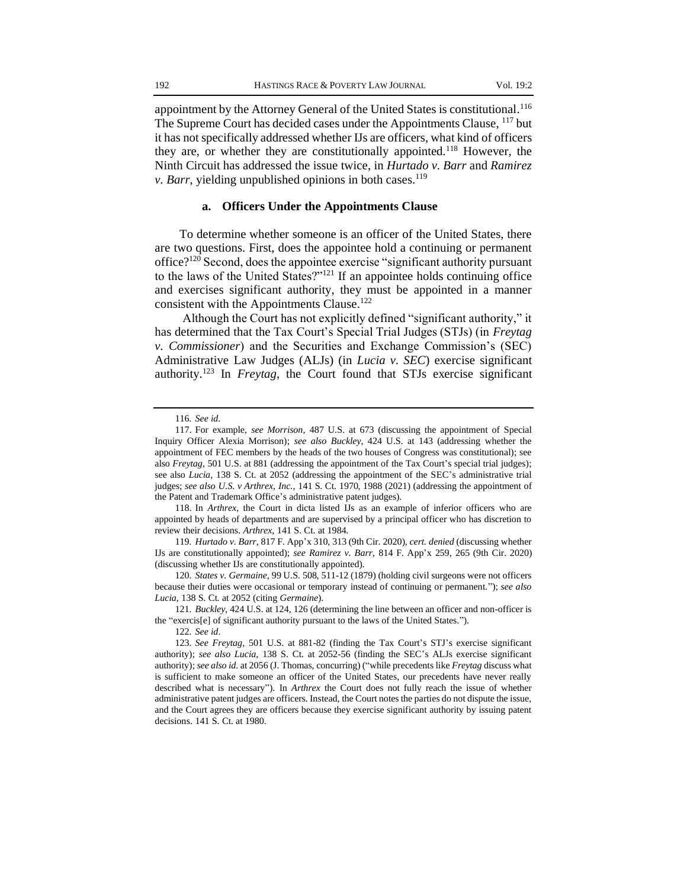appointment by the Attorney General of the United States is constitutional.[116] The Supreme Court has decided cases under the Appointments Clause, [117] but it has not specifically addressed whether IJs are officers, what kind of officers they are, or whether they are constitutionally appointed.[118] However, the Ninth Circuit has addressed the issue twice, in *Hurtado v. Barr* and *Ramirez v. Barr*, yielding unpublished opinions in both cases.[119]

#### a. Officers Under the Appointments Clause

To determine whether someone is an officer of the United States, there are two questions. First, does the appointee hold a continuing or permanent office?[120] Second, does the appointee exercise "significant authority pursuant to the laws of the United States?"[121] If an appointee holds continuing office and exercises significant authority, they must be appointed in a manner consistent with the Appointments Clause.[122]

Although the Court has not explicitly defined "significant authority," it has determined that the Tax Court's Special Trial Judges (STJs) (in *Freytag v. Commissioner*) and the Securities and Exchange Commission's (SEC) Administrative Law Judges (ALJs) (in *Lucia v. SEC*) exercise significant authority.[123] In *Freytag*, the Court found that STJs exercise significant

---

116. *See id.*

117. For example, *see Morrison*, 487 U.S. at 673 (discussing the appointment of Special Inquiry Officer Alexia Morrison); *see also Buckley*, 424 U.S. at 143 (addressing whether the appointment of FEC members by the heads of the two houses of Congress was constitutional); see also *Freytag*, 501 U.S. at 881 (addressing the appointment of the Tax Court's special trial judges); see also *Lucia*, 138 S. Ct. at 2052 (addressing the appointment of the SEC's administrative trial judges; *see also U.S. v Arthrex, Inc.*, 141 S. Ct. 1970, 1988 (2021) (addressing the appointment of the Patent and Trademark Office's administrative patent judges).

118. In *Arthrex*, the Court in dicta listed IJs as an example of inferior officers who are appointed by heads of departments and are supervised by a principal officer who has discretion to review their decisions. *Arthrex*, 141 S. Ct. at 1984.

119. *Hurtado v. Barr*, 817 F. App'x 310, 313 (9th Cir. 2020), *cert. denied* (discussing whether IJs are constitutionally appointed); *see Ramirez v. Barr*, 814 F. App'x 259, 265 (9th Cir. 2020) (discussing whether IJs are constitutionally appointed).

120. *States v. Germaine*, 99 U.S. 508, 511-12 (1879) (holding civil surgeons were not officers because their duties were occasional or temporary instead of continuing or permanent."); *see also Lucia*, 138 S. Ct. at 2052 (citing *Germaine*).

121. *Buckley*, 424 U.S. at 124, 126 (determining the line between an officer and non-officer is the "exercis[e] of significant authority pursuant to the laws of the United States.").

122. *See id*.

123. *See Freytag*, 501 U.S. at 881-82 (finding the Tax Court's STJ's exercise significant authority); *see also Lucia*, 138 S. Ct. at 2052-56 (finding the SEC's ALJs exercise significant authority); *see also id.* at 2056 (J. Thomas, concurring) ("while precedents like *Freytag* discuss what is sufficient to make someone an officer of the United States, our precedents have never really described what is necessary"). In *Arthrex* the Court does not fully reach the issue of whether administrative patent judges are officers. Instead, the Court notes the parties do not dispute the issue, and the Court agrees they are officers because they exercise significant authority by issuing patent decisions. 141 S. Ct. at 1980.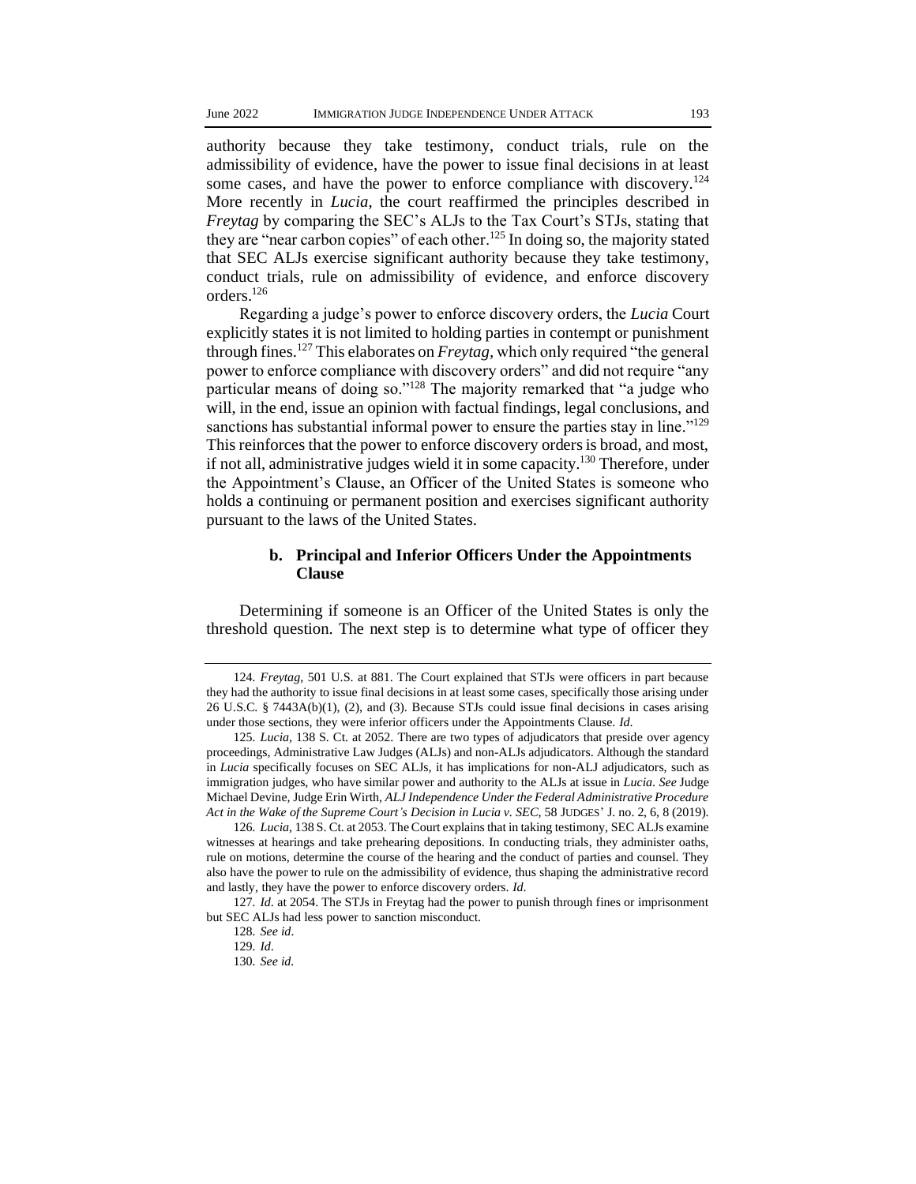authority because they take testimony, conduct trials, rule on the admissibility of evidence, have the power to issue final decisions in at least some cases, and have the power to enforce compliance with discovery.[124] More recently in *Lucia*, the court reaffirmed the principles described in *Freytag* by comparing the SEC's ALJs to the Tax Court's STJs, stating that they are "near carbon copies" of each other.[125] In doing so, the majority stated that SEC ALJs exercise significant authority because they take testimony, conduct trials, rule on admissibility of evidence, and enforce discovery orders.[126]

Regarding a judge's power to enforce discovery orders, the *Lucia* Court explicitly states it is not limited to holding parties in contempt or punishment through fines.[127] This elaborates on *Freytag*, which only required "the general power to enforce compliance with discovery orders" and did not require "any particular means of doing so."[128] The majority remarked that "a judge who will, in the end, issue an opinion with factual findings, legal conclusions, and sanctions has substantial informal power to ensure the parties stay in line."[129] This reinforces that the power to enforce discovery orders is broad, and most, if not all, administrative judges wield it in some capacity.[130] Therefore, under the Appointment's Clause, an Officer of the United States is someone who holds a continuing or permanent position and exercises significant authority pursuant to the laws of the United States.

#### b. Principal and Inferior Officers Under the Appointments Clause

Determining if someone is an Officer of the United States is only the threshold question. The next step is to determine what type of officer they

---

124. *Freytag*, 501 U.S. at 881. The Court explained that STJs were officers in part because they had the authority to issue final decisions in at least some cases, specifically those arising under 26 U.S.C. § 7443A(b)(1), (2), and (3). Because STJs could issue final decisions in cases arising under those sections, they were inferior officers under the Appointments Clause. *Id.*

125. *Lucia*, 138 S. Ct. at 2052. There are two types of adjudicators that preside over agency proceedings, Administrative Law Judges (ALJs) and non-ALJs adjudicators. Although the standard in *Lucia* specifically focuses on SEC ALJs, it has implications for non-ALJ adjudicators, such as immigration judges, who have similar power and authority to the ALJs at issue in *Lucia*. *See* Judge Michael Devine, Judge Erin Wirth, *ALJ Independence Under the Federal Administrative Procedure Act in the Wake of the Supreme Court's Decision in Lucia v. SEC*, 58 JUDGES' J. no. 2, 6, 8 (2019).

126. *Lucia*, 138 S. Ct. at 2053. The Court explains that in taking testimony, SEC ALJs examine witnesses at hearings and take prehearing depositions. In conducting trials, they administer oaths, rule on motions, determine the course of the hearing and the conduct of parties and counsel. They also have the power to rule on the admissibility of evidence, thus shaping the administrative record and lastly, they have the power to enforce discovery orders. *Id.*

127. *Id.* at 2054. The STJs in Freytag had the power to punish through fines or imprisonment but SEC ALJs had less power to sanction misconduct.

128. *See id.*

129. *Id.*

130. *See id.*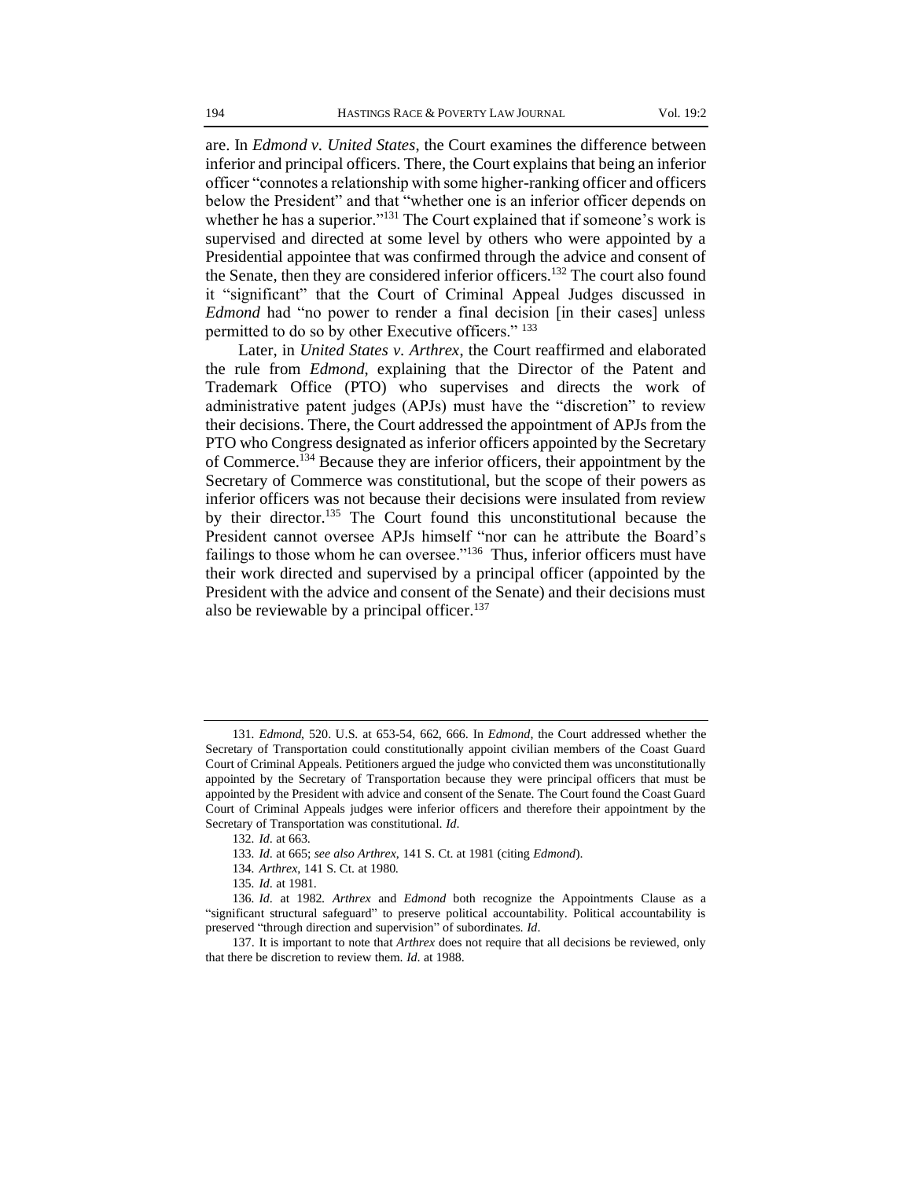are. In *Edmond v. United States*, the Court examines the difference between inferior and principal officers. There, the Court explains that being an inferior officer "connotes a relationship with some higher-ranking officer and officers below the President" and that "whether one is an inferior officer depends on whether he has a superior."[131] The Court explained that if someone's work is supervised and directed at some level by others who were appointed by a Presidential appointee that was confirmed through the advice and consent of the Senate, then they are considered inferior officers.[132] The court also found it "significant" that the Court of Criminal Appeal Judges discussed in *Edmond* had "no power to render a final decision [in their cases] unless permitted to do so by other Executive officers." [133]

Later, in *United States v. Arthrex*, the Court reaffirmed and elaborated the rule from *Edmond*, explaining that the Director of the Patent and Trademark Office (PTO) who supervises and directs the work of administrative patent judges (APJs) must have the "discretion" to review their decisions. There, the Court addressed the appointment of APJs from the PTO who Congress designated as inferior officers appointed by the Secretary of Commerce.[134] Because they are inferior officers, their appointment by the Secretary of Commerce was constitutional, but the scope of their powers as inferior officers was not because their decisions were insulated from review by their director.[135] The Court found this unconstitutional because the President cannot oversee APJs himself "nor can he attribute the Board's failings to those whom he can oversee."[136] Thus, inferior officers must have their work directed and supervised by a principal officer (appointed by the President with the advice and consent of the Senate) and their decisions must also be reviewable by a principal officer.[137]

---

131. *Edmond*, 520. U.S. at 653-54, 662, 666. In *Edmond*, the Court addressed whether the Secretary of Transportation could constitutionally appoint civilian members of the Coast Guard Court of Criminal Appeals. Petitioners argued the judge who convicted them was unconstitutionally appointed by the Secretary of Transportation because they were principal officers that must be appointed by the President with advice and consent of the Senate. The Court found the Coast Guard Court of Criminal Appeals judges were inferior officers and therefore their appointment by the Secretary of Transportation was constitutional. *Id*.

132. *Id*. at 663.

133. *Id*. at 665; *see also Arthrex*, 141 S. Ct. at 1981 (citing *Edmond*).

134. *Arthrex*, 141 S. Ct. at 1980.

135. *Id*. at 1981.

136. *Id*. at 1982. *Arthrex* and *Edmond* both recognize the Appointments Clause as a "significant structural safeguard" to preserve political accountability. Political accountability is preserved "through direction and supervision" of subordinates. *Id*.

137. It is important to note that *Arthrex* does not require that all decisions be reviewed, only that there be discretion to review them. *Id*. at 1988.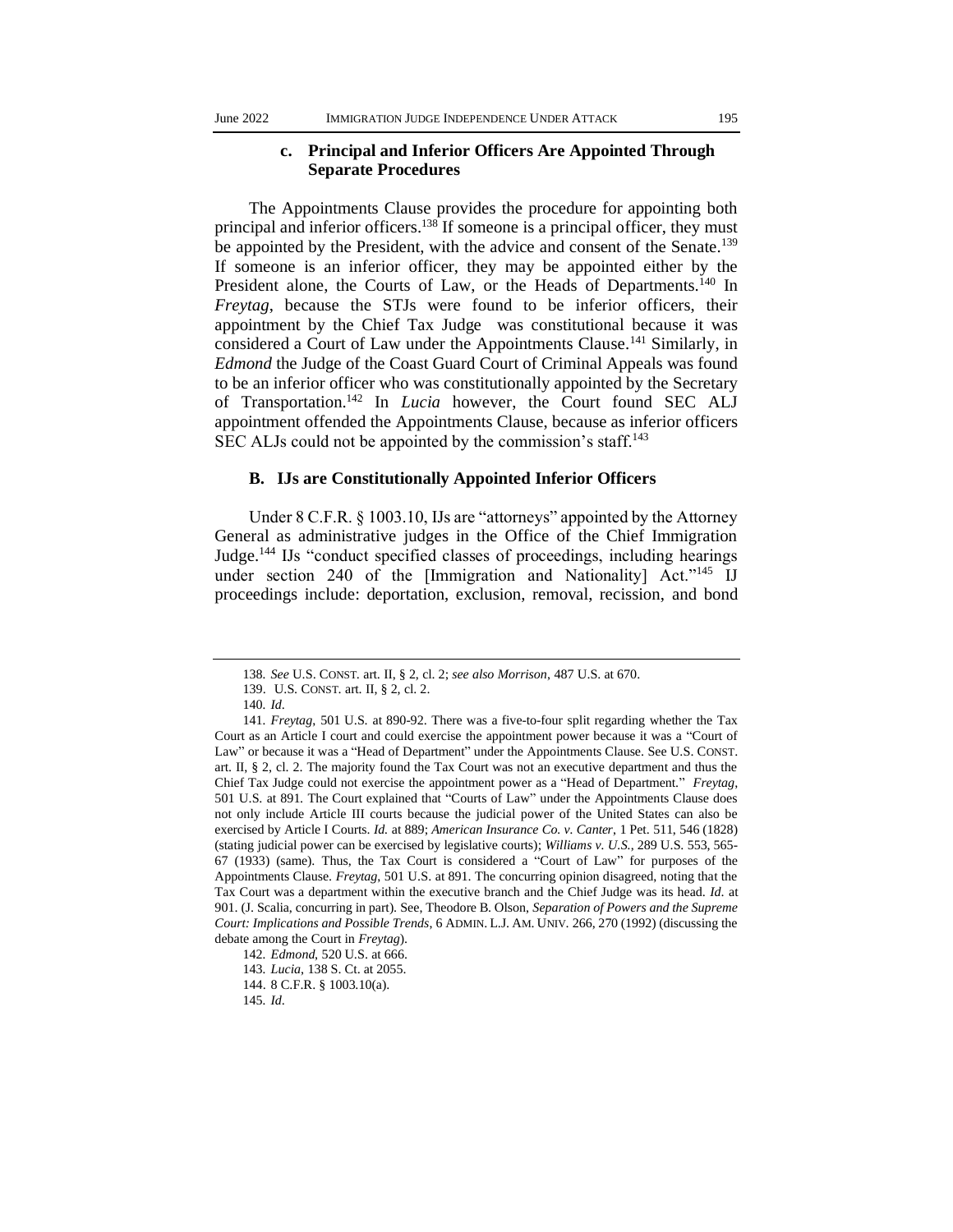#### c. Principal and Inferior Officers Are Appointed Through Separate Procedures

The Appointments Clause provides the procedure for appointing both principal and inferior officers.[138] If someone is a principal officer, they must be appointed by the President, with the advice and consent of the Senate.[139] If someone is an inferior officer, they may be appointed either by the President alone, the Courts of Law, or the Heads of Departments.[140] In *Freytag*, because the STJs were found to be inferior officers, their appointment by the Chief Tax Judge was constitutional because it was considered a Court of Law under the Appointments Clause.[141] Similarly, in *Edmond* the Judge of the Coast Guard Court of Criminal Appeals was found to be an inferior officer who was constitutionally appointed by the Secretary of Transportation.[142] In *Lucia* however, the Court found SEC ALJ appointment offended the Appointments Clause, because as inferior officers SEC ALJs could not be appointed by the commission's staff.[143]

### B. IJs are Constitutionally Appointed Inferior Officers

Under 8 C.F.R. § 1003.10, IJs are "attorneys" appointed by the Attorney General as administrative judges in the Office of the Chief Immigration Judge.[144] IJs "conduct specified classes of proceedings, including hearings under section 240 of the [Immigration and Nationality] Act."[145] IJ proceedings include: deportation, exclusion, removal, recission, and bond

---

138. *See* U.S. CONST. art. II, § 2, cl. 2; *see also Morrison*, 487 U.S. at 670.

139. U.S. CONST. art. II, § 2, cl. 2.

140. *Id*.

141. *Freytag*, 501 U.S. at 890-92. There was a five-to-four split regarding whether the Tax Court as an Article I court and could exercise the appointment power because it was a "Court of Law" or because it was a "Head of Department" under the Appointments Clause. See U.S. CONST. art. II, § 2, cl. 2. The majority found the Tax Court was not an executive department and thus the Chief Tax Judge could not exercise the appointment power as a "Head of Department." *Freytag*, 501 U.S. at 891. The Court explained that "Courts of Law" under the Appointments Clause does not only include Article III courts because the judicial power of the United States can also be exercised by Article I Courts. *Id.* at 889; *American Insurance Co. v. Canter*, 1 Pet. 511, 546 (1828) (stating judicial power can be exercised by legislative courts); *Williams v. U.S.*, 289 U.S. 553, 565-67 (1933) (same). Thus, the Tax Court is considered a "Court of Law" for purposes of the Appointments Clause. *Freytag*, 501 U.S. at 891. The concurring opinion disagreed, noting that the Tax Court was a department within the executive branch and the Chief Judge was its head. *Id.* at 901. (J. Scalia, concurring in part). See, Theodore B. Olson, *Separation of Powers and the Supreme Court: Implications and Possible Trends*, 6 ADMIN. L.J. AM. UNIV. 266, 270 (1992) (discussing the debate among the Court in *Freytag*).

142. *Edmond*, 520 U.S. at 666.

143. *Lucia*, 138 S. Ct. at 2055.

144. 8 C.F.R. § 1003.10(a).

145. *Id*.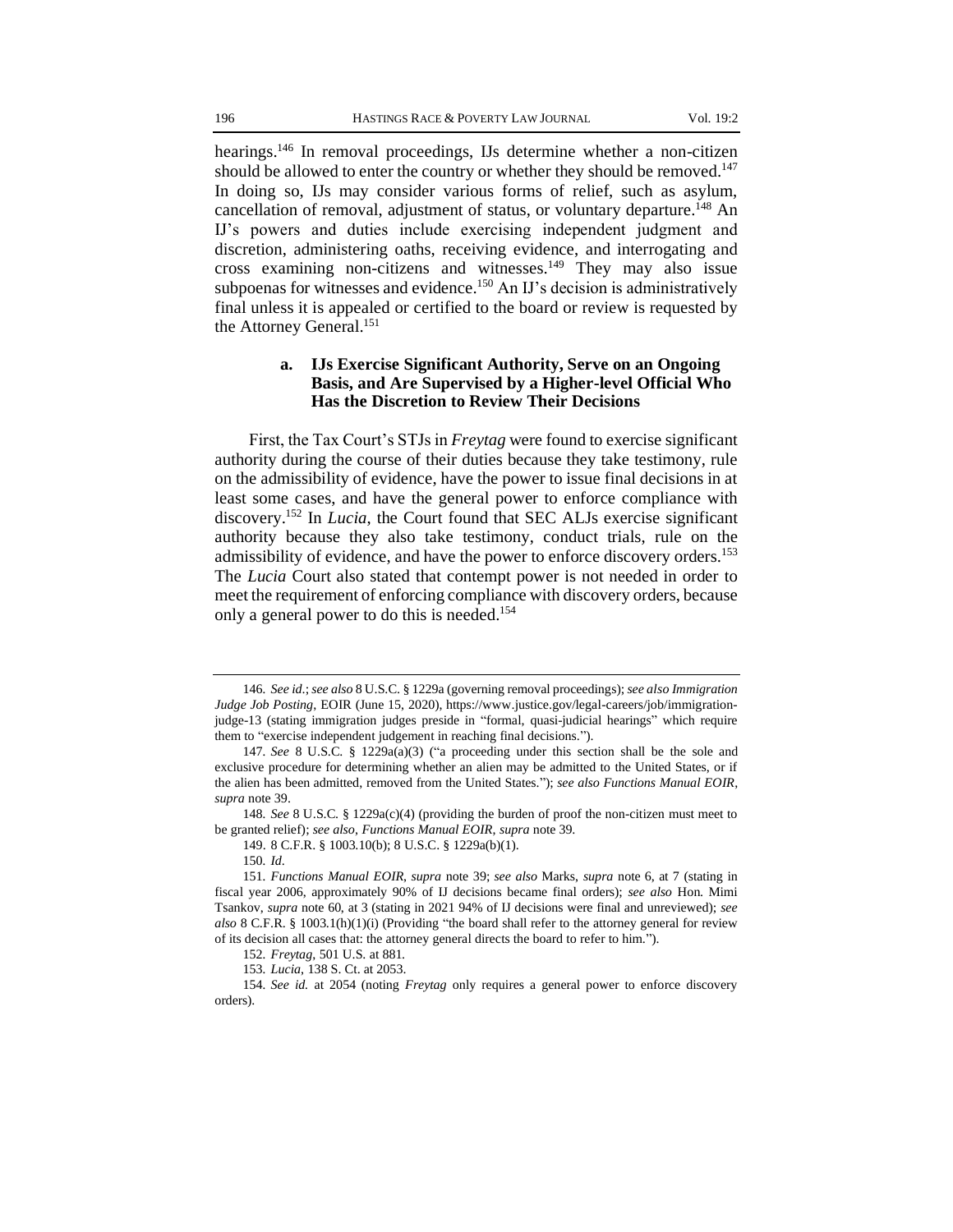hearings.[146] In removal proceedings, IJs determine whether a non-citizen should be allowed to enter the country or whether they should be removed.[147] In doing so, IJs may consider various forms of relief, such as asylum, cancellation of removal, adjustment of status, or voluntary departure.[148] An IJ's powers and duties include exercising independent judgment and discretion, administering oaths, receiving evidence, and interrogating and cross examining non-citizens and witnesses.[149] They may also issue subpoenas for witnesses and evidence.[150] An IJ's decision is administratively final unless it is appealed or certified to the board or review is requested by the Attorney General.[151]

#### a. IJs Exercise Significant Authority, Serve on an Ongoing Basis, and Are Supervised by a Higher-level Official Who Has the Discretion to Review Their Decisions

First, the Tax Court's STJs in *Freytag* were found to exercise significant authority during the course of their duties because they take testimony, rule on the admissibility of evidence, have the power to issue final decisions in at least some cases, and have the general power to enforce compliance with discovery.[152] In *Lucia*, the Court found that SEC ALJs exercise significant authority because they also take testimony, conduct trials, rule on the admissibility of evidence, and have the power to enforce discovery orders.[153] The *Lucia* Court also stated that contempt power is not needed in order to meet the requirement of enforcing compliance with discovery orders, because only a general power to do this is needed.[154]

---

146. *See id.*; *see also* 8 U.S.C. § 1229a (governing removal proceedings); *see also Immigration Judge Job Posting*, EOIR (June 15, 2020), https://www.justice.gov/legal-careers/job/immigration-judge-13 (stating immigration judges preside in "formal, quasi-judicial hearings" which require them to "exercise independent judgement in reaching final decisions.").

147. *See* 8 U.S.C. § 1229a(a)(3) ("a proceeding under this section shall be the sole and exclusive procedure for determining whether an alien may be admitted to the United States, or if the alien has been admitted, removed from the United States."); *see also Functions Manual EOIR*, *supra* note 39.

148. *See* 8 U.S.C. § 1229a(c)(4) (providing the burden of proof the non-citizen must meet to be granted relief); *see also*, *Functions Manual EOIR*, *supra* note 39.

149. 8 C.F.R. § 1003.10(b); 8 U.S.C. § 1229a(b)(1).

150. *Id.*

151. *Functions Manual EOIR*, *supra* note 39; *see also* Marks, *supra* note 6, at 7 (stating in fiscal year 2006, approximately 90% of IJ decisions became final orders); *see also* Hon. Mimi Tsankov, *supra* note 60, at 3 (stating in 2021 94% of IJ decisions were final and unreviewed); *see also* 8 C.F.R. § 1003.1(h)(1)(i) (Providing "the board shall refer to the attorney general for review of its decision all cases that: the attorney general directs the board to refer to him.").

152. *Freytag*, 501 U.S. at 881.

153. *Lucia*, 138 S. Ct. at 2053.

154. *See id.* at 2054 (noting *Freytag* only requires a general power to enforce discovery orders).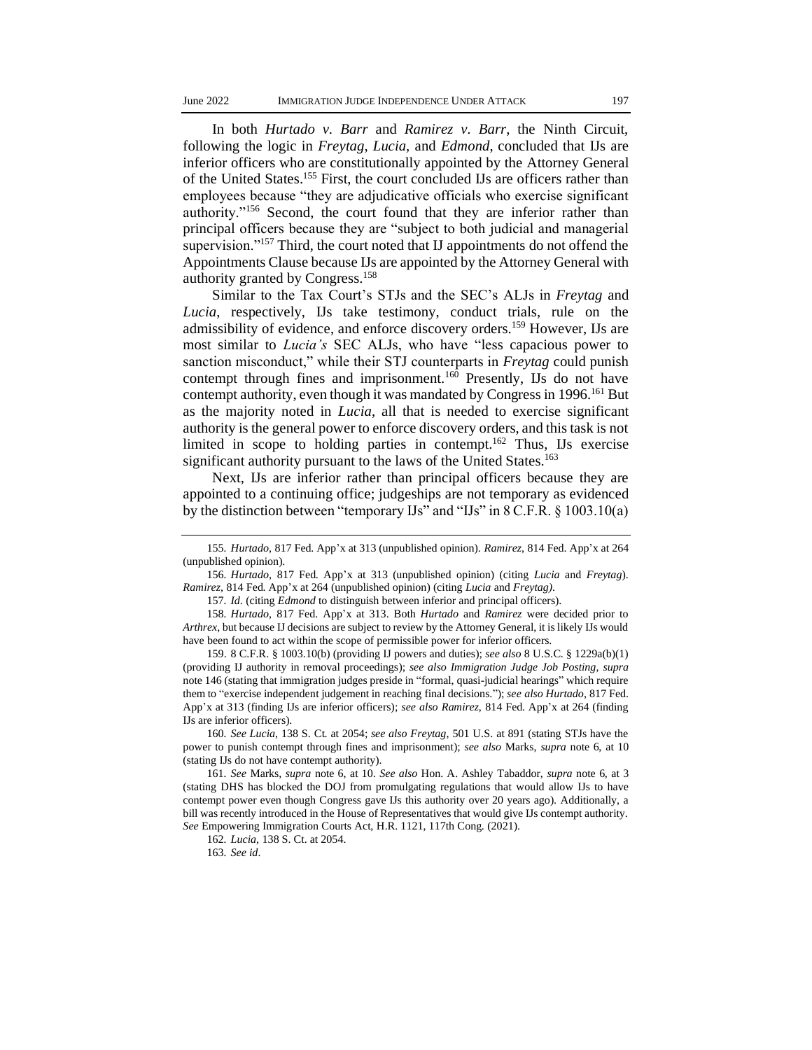In both *Hurtado v. Barr* and *Ramirez v. Barr*, the Ninth Circuit, following the logic in *Freytag*, *Lucia*, and *Edmond*, concluded that IJs are inferior officers who are constitutionally appointed by the Attorney General of the United States.[155] First, the court concluded IJs are officers rather than employees because "they are adjudicative officials who exercise significant authority."[156] Second, the court found that they are inferior rather than principal officers because they are "subject to both judicial and managerial supervision."[157] Third, the court noted that IJ appointments do not offend the Appointments Clause because IJs are appointed by the Attorney General with authority granted by Congress.[158]

Similar to the Tax Court's STJs and the SEC's ALJs in *Freytag* and *Lucia*, respectively, IJs take testimony, conduct trials, rule on the admissibility of evidence, and enforce discovery orders.[159] However, IJs are most similar to *Lucia's* SEC ALJs, who have "less capacious power to sanction misconduct," while their STJ counterparts in *Freytag* could punish contempt through fines and imprisonment.[160] Presently, IJs do not have contempt authority, even though it was mandated by Congress in 1996.[161] But as the majority noted in *Lucia*, all that is needed to exercise significant authority is the general power to enforce discovery orders, and this task is not limited in scope to holding parties in contempt.[162] Thus, IJs exercise significant authority pursuant to the laws of the United States.[163]

Next, IJs are inferior rather than principal officers because they are appointed to a continuing office; judgeships are not temporary as evidenced by the distinction between "temporary IJs" and "IJs" in 8 C.F.R. § 1003.10(a)

---

155. *Hurtado*, 817 Fed. App'x at 313 (unpublished opinion). *Ramirez*, 814 Fed. App'x at 264 (unpublished opinion).

156. *Hurtado*, 817 Fed. App'x at 313 (unpublished opinion) (citing *Lucia* and *Freytag*). *Ramirez*, 814 Fed. App'x at 264 (unpublished opinion) (citing *Lucia* and *Freytag)*.

157. *Id*. (citing *Edmond* to distinguish between inferior and principal officers).

158. *Hurtado*, 817 Fed. App'x at 313. Both *Hurtado* and *Ramirez* were decided prior to *Arthrex*, but because IJ decisions are subject to review by the Attorney General, it is likely IJs would have been found to act within the scope of permissible power for inferior officers.

159. 8 C.F.R. § 1003.10(b) (providing IJ powers and duties); *see also* 8 U.S.C. § 1229a(b)(1) (providing IJ authority in removal proceedings); *see also Immigration Judge Job Posting*, *supra* note 146 (stating that immigration judges preside in "formal, quasi-judicial hearings" which require them to "exercise independent judgement in reaching final decisions."); *see also Hurtado*, 817 Fed. App'x at 313 (finding IJs are inferior officers); *see also Ramirez*, 814 Fed. App'x at 264 (finding IJs are inferior officers).

160. *See Lucia*, 138 S. Ct. at 2054; *see also Freytag*, 501 U.S. at 891 (stating STJs have the power to punish contempt through fines and imprisonment); *see also* Marks, *supra* note 6, at 10 (stating IJs do not have contempt authority).

161. *See* Marks, *supra* note 6, at 10. *See also* Hon. A. Ashley Tabaddor, *supra* note 6, at 3 (stating DHS has blocked the DOJ from promulgating regulations that would allow IJs to have contempt power even though Congress gave IJs this authority over 20 years ago). Additionally, a bill was recently introduced in the House of Representatives that would give IJs contempt authority. *See* Empowering Immigration Courts Act, H.R. 1121, 117th Cong. (2021).

162. *Lucia*, 138 S. Ct. at 2054.

163. *See id*.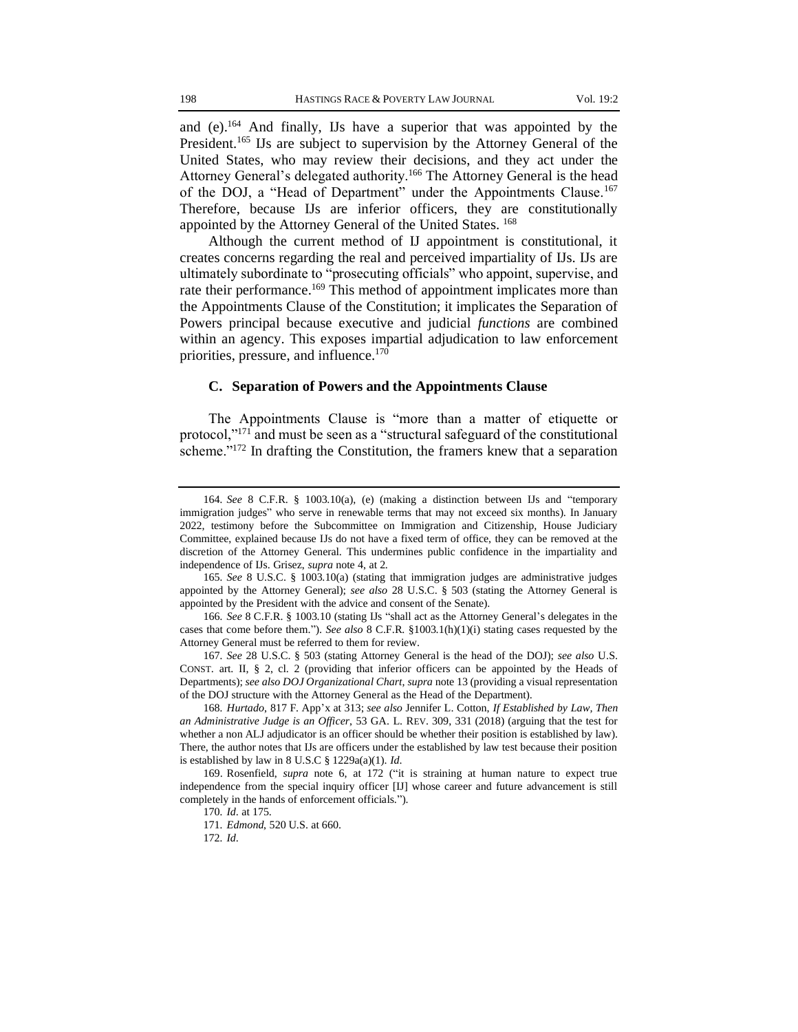and (e).[164] And finally, IJs have a superior that was appointed by the President.[165] IJs are subject to supervision by the Attorney General of the United States, who may review their decisions, and they act under the Attorney General's delegated authority.[166] The Attorney General is the head of the DOJ, a "Head of Department" under the Appointments Clause.[167] Therefore, because IJs are inferior officers, they are constitutionally appointed by the Attorney General of the United States. [168]

Although the current method of IJ appointment is constitutional, it creates concerns regarding the real and perceived impartiality of IJs. IJs are ultimately subordinate to "prosecuting officials" who appoint, supervise, and rate their performance.[169] This method of appointment implicates more than the Appointments Clause of the Constitution; it implicates the Separation of Powers principal because executive and judicial *functions* are combined within an agency. This exposes impartial adjudication to law enforcement priorities, pressure, and influence.[170]

### C. Separation of Powers and the Appointments Clause

The Appointments Clause is "more than a matter of etiquette or protocol,"[171] and must be seen as a "structural safeguard of the constitutional scheme."[172] In drafting the Constitution, the framers knew that a separation

---

164. *See* 8 C.F.R. § 1003.10(a), (e) (making a distinction between IJs and "temporary immigration judges" who serve in renewable terms that may not exceed six months). In January 2022, testimony before the Subcommittee on Immigration and Citizenship, House Judiciary Committee, explained because IJs do not have a fixed term of office, they can be removed at the discretion of the Attorney General. This undermines public confidence in the impartiality and independence of IJs. Grisez, *supra* note 4, at 2.

165. *See* 8 U.S.C. § 1003.10(a) (stating that immigration judges are administrative judges appointed by the Attorney General); *see also* 28 U.S.C. § 503 (stating the Attorney General is appointed by the President with the advice and consent of the Senate).

166. *See* 8 C.F.R. § 1003.10 (stating IJs "shall act as the Attorney General's delegates in the cases that come before them."). *See also* 8 C.F.R. §1003.1(h)(1)(i) stating cases requested by the Attorney General must be referred to them for review.

167. *See* 28 U.S.C. § 503 (stating Attorney General is the head of the DOJ); *see also* U.S. CONST. art. II, § 2, cl. 2 (providing that inferior officers can be appointed by the Heads of Departments); *see also DOJ Organizational Chart*, *supra* note 13 (providing a visual representation of the DOJ structure with the Attorney General as the Head of the Department).

168. *Hurtado*, 817 F. App'x at 313; *see also* Jennifer L. Cotton, *If Established by Law, Then an Administrative Judge is an Officer*, 53 GA. L. REV. 309, 331 (2018) (arguing that the test for whether a non ALJ adjudicator is an officer should be whether their position is established by law). There, the author notes that IJs are officers under the established by law test because their position is established by law in 8 U.S.C § 1229a(a)(1). *Id*.

169. Rosenfield, *supra* note 6, at 172 ("it is straining at human nature to expect true independence from the special inquiry officer [IJ] whose career and future advancement is still completely in the hands of enforcement officials.").

170. *Id*. at 175.

171. *Edmond*, 520 U.S. at 660.

172. *Id*.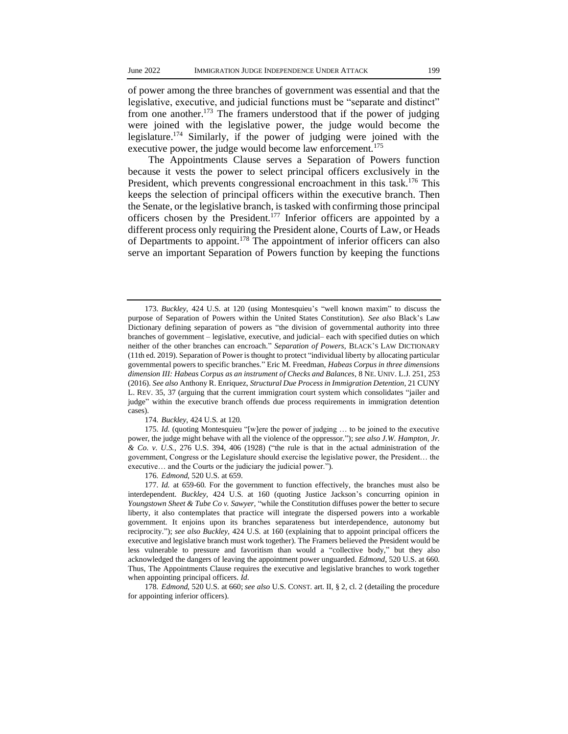of power among the three branches of government was essential and that the legislative, executive, and judicial functions must be "separate and distinct" from one another.[173] The framers understood that if the power of judging were joined with the legislative power, the judge would become the legislature.[174] Similarly, if the power of judging were joined with the executive power, the judge would become law enforcement.[175]

The Appointments Clause serves a Separation of Powers function because it vests the power to select principal officers exclusively in the President, which prevents congressional encroachment in this task.[176] This keeps the selection of principal officers within the executive branch. Then the Senate, or the legislative branch, is tasked with confirming those principal officers chosen by the President.[177] Inferior officers are appointed by a different process only requiring the President alone, Courts of Law, or Heads of Departments to appoint.[178] The appointment of inferior officers can also serve an important Separation of Powers function by keeping the functions

---

173. *Buckley*, 424 U.S. at 120 (using Montesquieu's "well known maxim" to discuss the purpose of Separation of Powers within the United States Constitution). *See also* Black's Law Dictionary defining separation of powers as "the division of governmental authority into three branches of government – legislative, executive, and judicial– each with specified duties on which neither of the other branches can encroach." *Separation of Powers*, BLACK'S LAW DICTIONARY (11th ed. 2019). Separation of Power is thought to protect "individual liberty by allocating particular governmental powers to specific branches." Eric M. Freedman, *Habeas Corpus in three dimensions dimension III: Habeas Corpus as an instrument of Checks and Balances*, 8 NE. UNIV. L.J. 251, 253 (2016). *See also* Anthony R. Enriquez, *Structural Due Process in Immigration Detention*, 21 CUNY L. REV. 35, 37 (arguing that the current immigration court system which consolidates "jailer and judge" within the executive branch offends due process requirements in immigration detention cases).

174. *Buckley*, 424 U.S. at 120.

175. *Id.* (quoting Montesquieu "[w]ere the power of judging … to be joined to the executive power, the judge might behave with all the violence of the oppressor."); *see also J.W. Hampton, Jr. & Co. v. U.S.*, 276 U.S. 394, 406 (1928) ("the rule is that in the actual administration of the government, Congress or the Legislature should exercise the legislative power, the President… the executive… and the Courts or the judiciary the judicial power.").

176. *Edmond*, 520 U.S. at 659.

177. *Id.* at 659-60. For the government to function effectively, the branches must also be interdependent. *Buckley*, 424 U.S. at 160 (quoting Justice Jackson's concurring opinion in *Youngstown Sheet & Tube Co v. Sawyer*, "while the Constitution diffuses power the better to secure liberty, it also contemplates that practice will integrate the dispersed powers into a workable government. It enjoins upon its branches separateness but interdependence, autonomy but reciprocity."); *see also Buckley*, 424 U.S. at 160 (explaining that to appoint principal officers the executive and legislative branch must work together). The Framers believed the President would be less vulnerable to pressure and favoritism than would a "collective body," but they also acknowledged the dangers of leaving the appointment power unguarded. *Edmond*, 520 U.S. at 660. Thus, The Appointments Clause requires the executive and legislative branches to work together when appointing principal officers. *Id*.

178. *Edmond*, 520 U.S. at 660; *see also* U.S. CONST. art. II, § 2, cl. 2 (detailing the procedure for appointing inferior officers).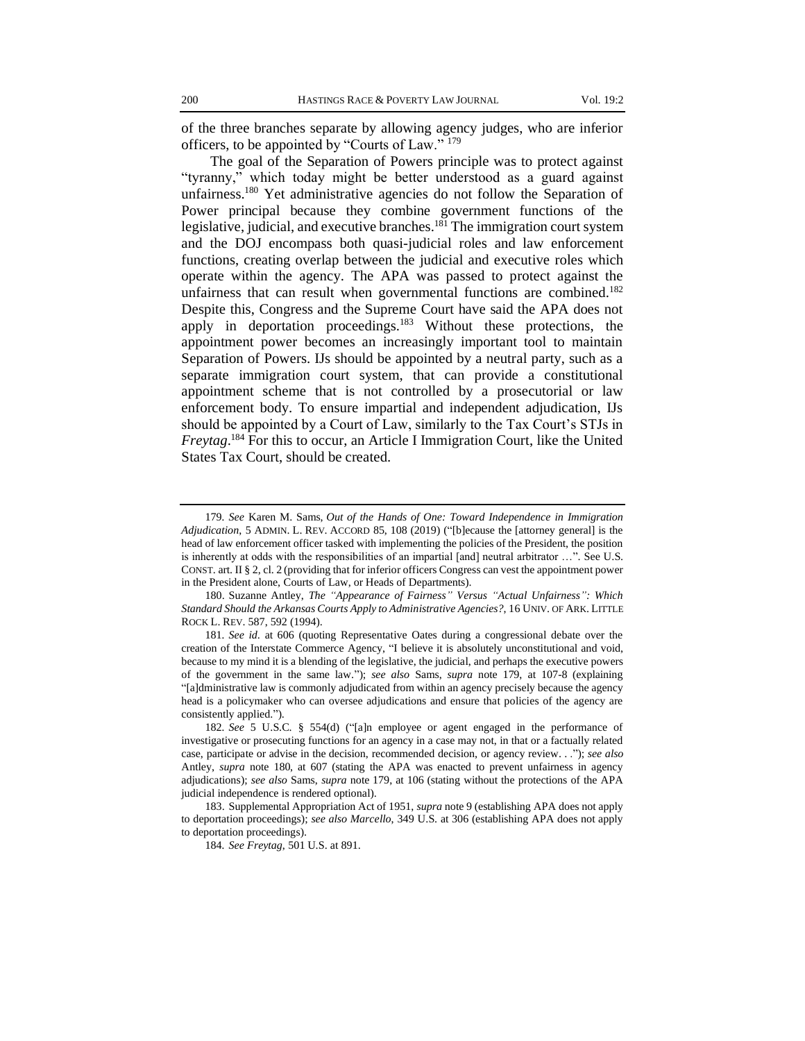of the three branches separate by allowing agency judges, who are inferior officers, to be appointed by "Courts of Law." [179]

The goal of the Separation of Powers principle was to protect against "tyranny," which today might be better understood as a guard against unfairness.[180] Yet administrative agencies do not follow the Separation of Power principal because they combine government functions of the legislative, judicial, and executive branches.[181] The immigration court system and the DOJ encompass both quasi-judicial roles and law enforcement functions, creating overlap between the judicial and executive roles which operate within the agency. The APA was passed to protect against the unfairness that can result when governmental functions are combined.[182] Despite this, Congress and the Supreme Court have said the APA does not apply in deportation proceedings.[183] Without these protections, the appointment power becomes an increasingly important tool to maintain Separation of Powers. IJs should be appointed by a neutral party, such as a separate immigration court system, that can provide a constitutional appointment scheme that is not controlled by a prosecutorial or law enforcement body. To ensure impartial and independent adjudication, IJs should be appointed by a Court of Law, similarly to the Tax Court's STJs in *Freytag*.[184] For this to occur, an Article I Immigration Court, like the United States Tax Court, should be created.

---

179. *See* Karen M. Sams, *Out of the Hands of One: Toward Independence in Immigration Adjudication*, 5 ADMIN. L. REV. ACCORD 85, 108 (2019) ("[b]ecause the [attorney general] is the head of law enforcement officer tasked with implementing the policies of the President, the position is inherently at odds with the responsibilities of an impartial [and] neutral arbitrator …". See U.S. CONST. art. II § 2, cl. 2 (providing that for inferior officers Congress can vest the appointment power in the President alone, Courts of Law, or Heads of Departments).

180. Suzanne Antley, *The "Appearance of Fairness" Versus "Actual Unfairness": Which Standard Should the Arkansas Courts Apply to Administrative Agencies?*, 16 UNIV. OF ARK. LITTLE ROCK L. REV. 587, 592 (1994).

181. *See id*. at 606 (quoting Representative Oates during a congressional debate over the creation of the Interstate Commerce Agency, "I believe it is absolutely unconstitutional and void, because to my mind it is a blending of the legislative, the judicial, and perhaps the executive powers of the government in the same law."); *see also* Sams, *supra* note 179, at 107-8 (explaining "[a]dministrative law is commonly adjudicated from within an agency precisely because the agency head is a policymaker who can oversee adjudications and ensure that policies of the agency are consistently applied.").

182. *See* 5 U.S.C. § 554(d) ("[a]n employee or agent engaged in the performance of investigative or prosecuting functions for an agency in a case may not, in that or a factually related case, participate or advise in the decision, recommended decision, or agency review. . ."); *see also* Antley, *supra* note 180, at 607 (stating the APA was enacted to prevent unfairness in agency adjudications); *see also* Sams, *supra* note 179, at 106 (stating without the protections of the APA judicial independence is rendered optional).

183. Supplemental Appropriation Act of 1951, *supra* note 9 (establishing APA does not apply to deportation proceedings); *see also Marcello*, 349 U.S. at 306 (establishing APA does not apply to deportation proceedings).

184. *See Freytag*, 501 U.S. at 891.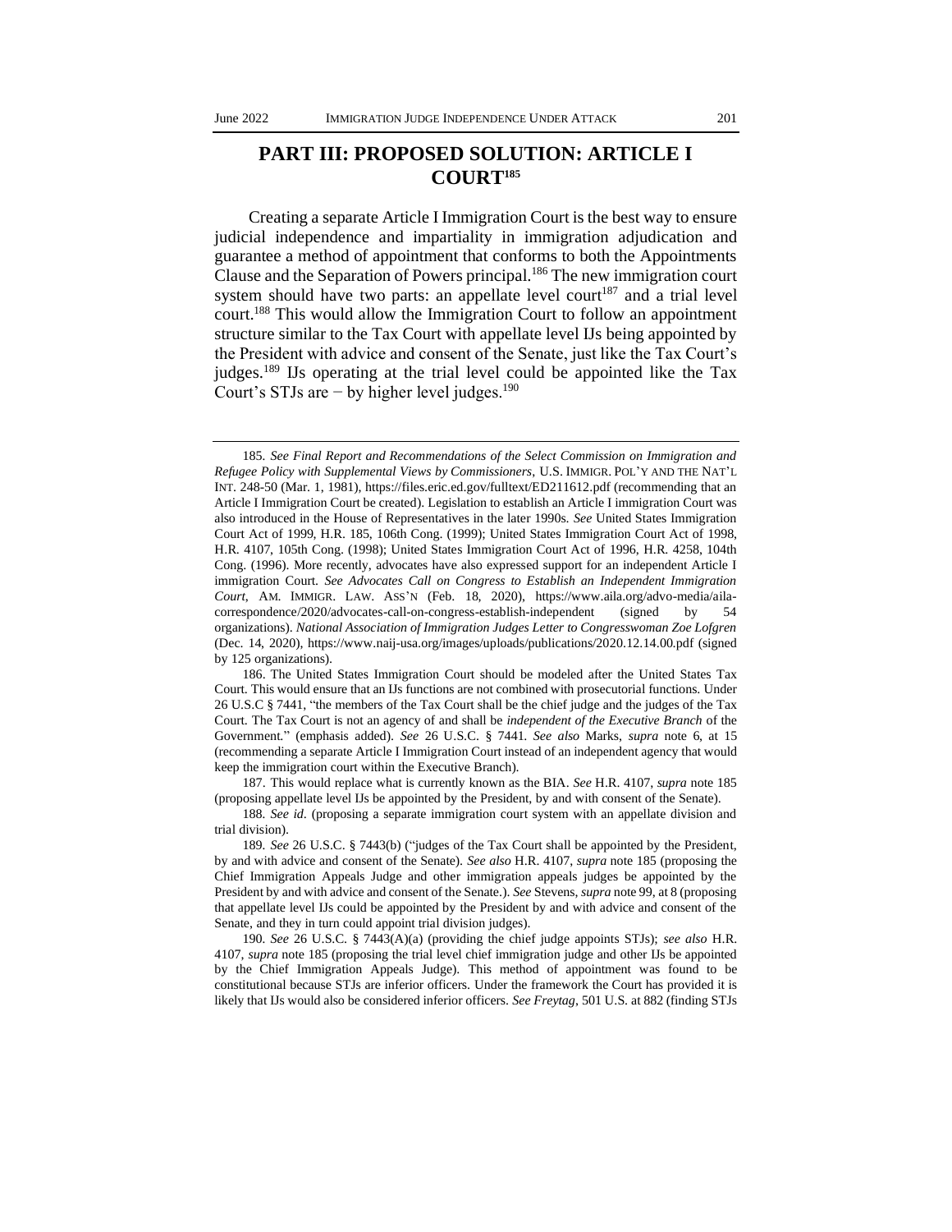## PART III: PROPOSED SOLUTION: ARTICLE I COURT[185]

Creating a separate Article I Immigration Court is the best way to ensure judicial independence and impartiality in immigration adjudication and guarantee a method of appointment that conforms to both the Appointments Clause and the Separation of Powers principal.[186] The new immigration court system should have two parts: an appellate level court[187] and a trial level court.[188] This would allow the Immigration Court to follow an appointment structure similar to the Tax Court with appellate level IJs being appointed by the President with advice and consent of the Senate, just like the Tax Court's judges.[189] IJs operating at the trial level could be appointed like the Tax Court's STJs are − by higher level judges.[190]

---

185. *See Final Report and Recommendations of the Select Commission on Immigration and Refugee Policy with Supplemental Views by Commissioners*, U.S. IMMIGR. POL'Y AND THE NAT'L INT. 248-50 (Mar. 1, 1981), https://files.eric.ed.gov/fulltext/ED211612.pdf (recommending that an Article I Immigration Court be created). Legislation to establish an Article I immigration Court was also introduced in the House of Representatives in the later 1990s. *See* United States Immigration Court Act of 1999, H.R. 185, 106th Cong. (1999); United States Immigration Court Act of 1998, H.R. 4107, 105th Cong. (1998); United States Immigration Court Act of 1996, H.R. 4258, 104th Cong. (1996). More recently, advocates have also expressed support for an independent Article I immigration Court. *See Advocates Call on Congress to Establish an Independent Immigration Court*, AM. IMMIGR. LAW. ASS'N (Feb. 18, 2020), https://www.aila.org/advo-media/aila-correspondence/2020/advocates-call-on-congress-establish-independent (signed by 54 organizations). *National Association of Immigration Judges Letter to Congresswoman Zoe Lofgren* (Dec. 14, 2020), https://www.naij-usa.org/images/uploads/publications/2020.12.14.00.pdf (signed by 125 organizations).

186. The United States Immigration Court should be modeled after the United States Tax Court. This would ensure that an IJs functions are not combined with prosecutorial functions. Under 26 U.S.C § 7441, "the members of the Tax Court shall be the chief judge and the judges of the Tax Court. The Tax Court is not an agency of and shall be *independent of the Executive Branch* of the Government." (emphasis added). *See* 26 U.S.C. § 7441. *See also* Marks, *supra* note 6, at 15 (recommending a separate Article I Immigration Court instead of an independent agency that would keep the immigration court within the Executive Branch).

187. This would replace what is currently known as the BIA. *See* H.R. 4107, *supra* note 185 (proposing appellate level IJs be appointed by the President, by and with consent of the Senate).

188. *See id*. (proposing a separate immigration court system with an appellate division and trial division).

189. *See* 26 U.S.C. § 7443(b) ("judges of the Tax Court shall be appointed by the President, by and with advice and consent of the Senate). *See also* H.R. 4107, *supra* note 185 (proposing the Chief Immigration Appeals Judge and other immigration appeals judges be appointed by the President by and with advice and consent of the Senate.). *See* Stevens, *supra* note 99, at 8 (proposing that appellate level IJs could be appointed by the President by and with advice and consent of the Senate, and they in turn could appoint trial division judges).

190. *See* 26 U.S.C. § 7443(A)(a) (providing the chief judge appoints STJs); *see also* H.R. 4107, *supra* note 185 (proposing the trial level chief immigration judge and other IJs be appointed by the Chief Immigration Appeals Judge). This method of appointment was found to be constitutional because STJs are inferior officers. Under the framework the Court has provided it is likely that IJs would also be considered inferior officers. *See Freytag*, 501 U.S. at 882 (finding STJs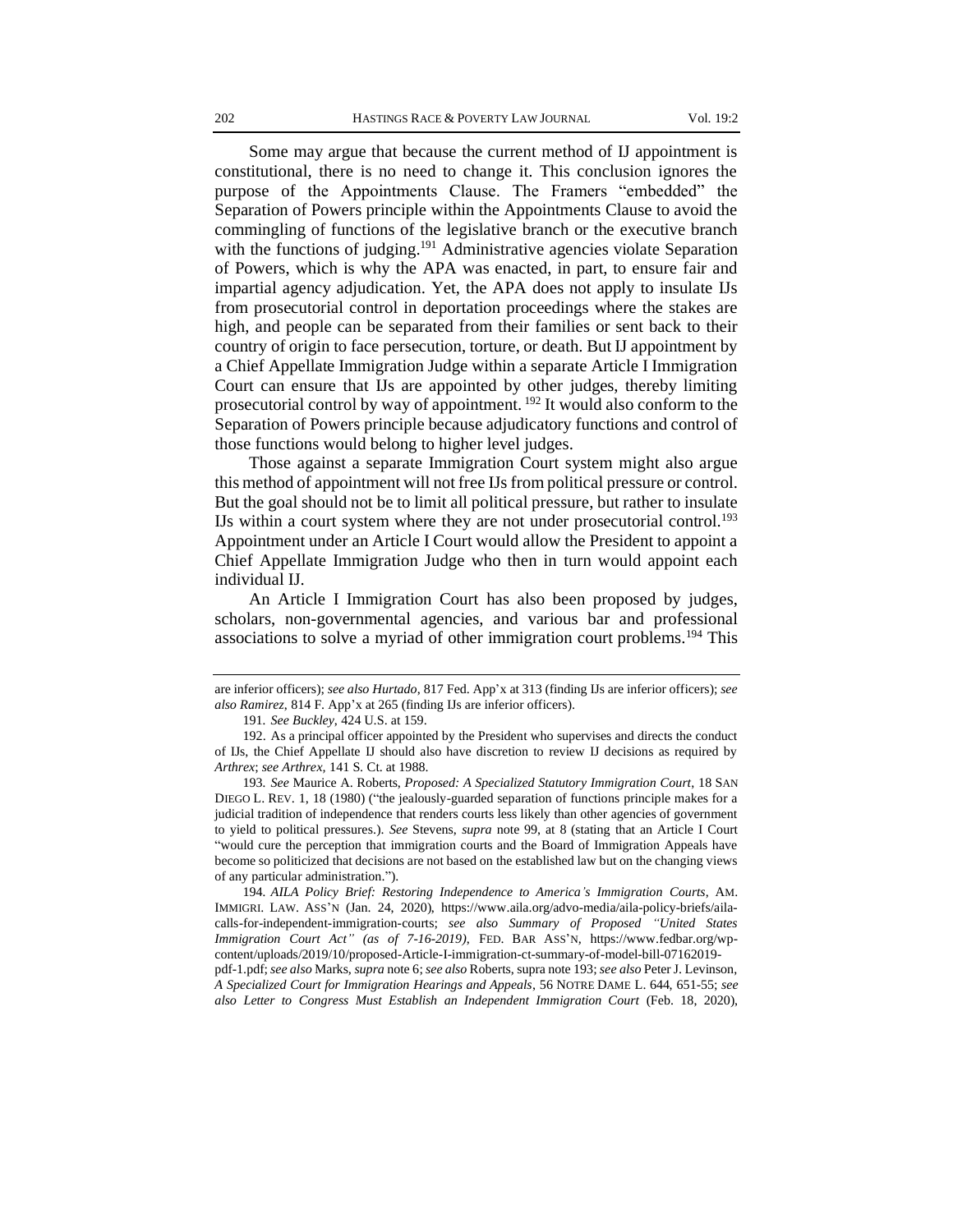Some may argue that because the current method of IJ appointment is constitutional, there is no need to change it. This conclusion ignores the purpose of the Appointments Clause. The Framers "embedded" the Separation of Powers principle within the Appointments Clause to avoid the commingling of functions of the legislative branch or the executive branch with the functions of judging.[191] Administrative agencies violate Separation of Powers, which is why the APA was enacted, in part, to ensure fair and impartial agency adjudication. Yet, the APA does not apply to insulate IJs from prosecutorial control in deportation proceedings where the stakes are high, and people can be separated from their families or sent back to their country of origin to face persecution, torture, or death. But IJ appointment by a Chief Appellate Immigration Judge within a separate Article I Immigration Court can ensure that IJs are appointed by other judges, thereby limiting prosecutorial control by way of appointment. [192] It would also conform to the Separation of Powers principle because adjudicatory functions and control of those functions would belong to higher level judges.

Those against a separate Immigration Court system might also argue this method of appointment will not free IJs from political pressure or control. But the goal should not be to limit all political pressure, but rather to insulate IJs within a court system where they are not under prosecutorial control.[193] Appointment under an Article I Court would allow the President to appoint a Chief Appellate Immigration Judge who then in turn would appoint each individual IJ.

An Article I Immigration Court has also been proposed by judges, scholars, non-governmental agencies, and various bar and professional associations to solve a myriad of other immigration court problems.[194] This

---

are inferior officers); *see also Hurtado*, 817 Fed. App'x at 313 (finding IJs are inferior officers); *see also Ramirez*, 814 F. App'x at 265 (finding IJs are inferior officers).

191. *See Buckley*, 424 U.S. at 159.

192. As a principal officer appointed by the President who supervises and directs the conduct of IJs, the Chief Appellate IJ should also have discretion to review IJ decisions as required by *Arthrex*; *see Arthrex*, 141 S. Ct. at 1988.

193. *See* Maurice A. Roberts, *Proposed: A Specialized Statutory Immigration Court*, 18 SAN DIEGO L. REV. 1, 18 (1980) ("the jealously-guarded separation of functions principle makes for a judicial tradition of independence that renders courts less likely than other agencies of government to yield to political pressures.). *See* Stevens, *supra* note 99, at 8 (stating that an Article I Court "would cure the perception that immigration courts and the Board of Immigration Appeals have become so politicized that decisions are not based on the established law but on the changing views of any particular administration.").

194. *AILA Policy Brief: Restoring Independence to America's Immigration Courts*, AM. IMMIGRI. LAW. ASS'N (Jan. 24, 2020), https://www.aila.org/advo-media/aila-policy-briefs/aila-calls-for-independent-immigration-courts; *see also Summary of Proposed "United States Immigration Court Act" (as of 7-16-2019)*, FED. BAR ASS'N, https://www.fedbar.org/wp-content/uploads/2019/10/proposed-Article-I-immigration-ct-summary-of-model-bill-07162019-pdf-1.pdf; *see also* Marks, *supra* note 6; *see also* Roberts, supra note 193; *see also* Peter J. Levinson, *A Specialized Court for Immigration Hearings and Appeals*, 56 NOTRE DAME L. 644, 651-55; *see also Letter to Congress Must Establish an Independent Immigration Court* (Feb. 18, 2020),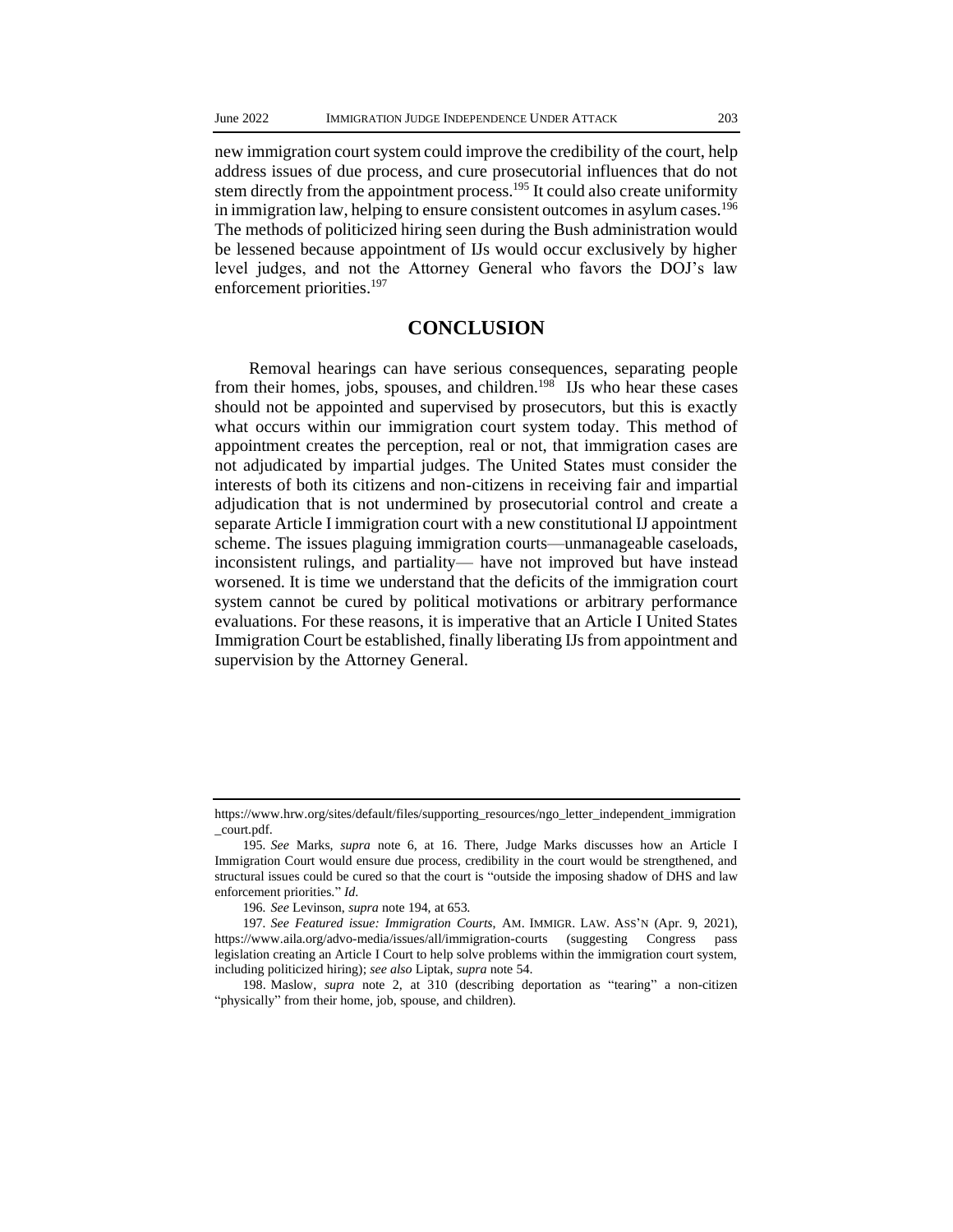new immigration court system could improve the credibility of the court, help address issues of due process, and cure prosecutorial influences that do not stem directly from the appointment process.[195] It could also create uniformity in immigration law, helping to ensure consistent outcomes in asylum cases.[196] The methods of politicized hiring seen during the Bush administration would be lessened because appointment of IJs would occur exclusively by higher level judges, and not the Attorney General who favors the DOJ's law enforcement priorities.[197]

## CONCLUSION

Removal hearings can have serious consequences, separating people from their homes, jobs, spouses, and children.[198] IJs who hear these cases should not be appointed and supervised by prosecutors, but this is exactly what occurs within our immigration court system today. This method of appointment creates the perception, real or not, that immigration cases are not adjudicated by impartial judges. The United States must consider the interests of both its citizens and non-citizens in receiving fair and impartial adjudication that is not undermined by prosecutorial control and create a separate Article I immigration court with a new constitutional IJ appointment scheme. The issues plaguing immigration courts—unmanageable caseloads, inconsistent rulings, and partiality— have not improved but have instead worsened. It is time we understand that the deficits of the immigration court system cannot be cured by political motivations or arbitrary performance evaluations. For these reasons, it is imperative that an Article I United States Immigration Court be established, finally liberating IJs from appointment and supervision by the Attorney General.

---

https://www.hrw.org/sites/default/files/supporting_resources/ngo_letter_independent_immigration_court.pdf.

195. *See* Marks, *supra* note 6, at 16. There, Judge Marks discusses how an Article I Immigration Court would ensure due process, credibility in the court would be strengthened, and structural issues could be cured so that the court is "outside the imposing shadow of DHS and law enforcement priorities." *Id.*

196. *See* Levinson, *supra* note 194, at 653.

197. *See Featured issue: Immigration Courts*, AM. IMMIGR. LAW. ASS'N (Apr. 9, 2021), https://www.aila.org/advo-media/issues/all/immigration-courts (suggesting Congress pass legislation creating an Article I Court to help solve problems within the immigration court system, including politicized hiring); *see also* Liptak, *supra* note 54.

198. Maslow, *supra* note 2, at 310 (describing deportation as "tearing" a non-citizen "physically" from their home, job, spouse, and children).